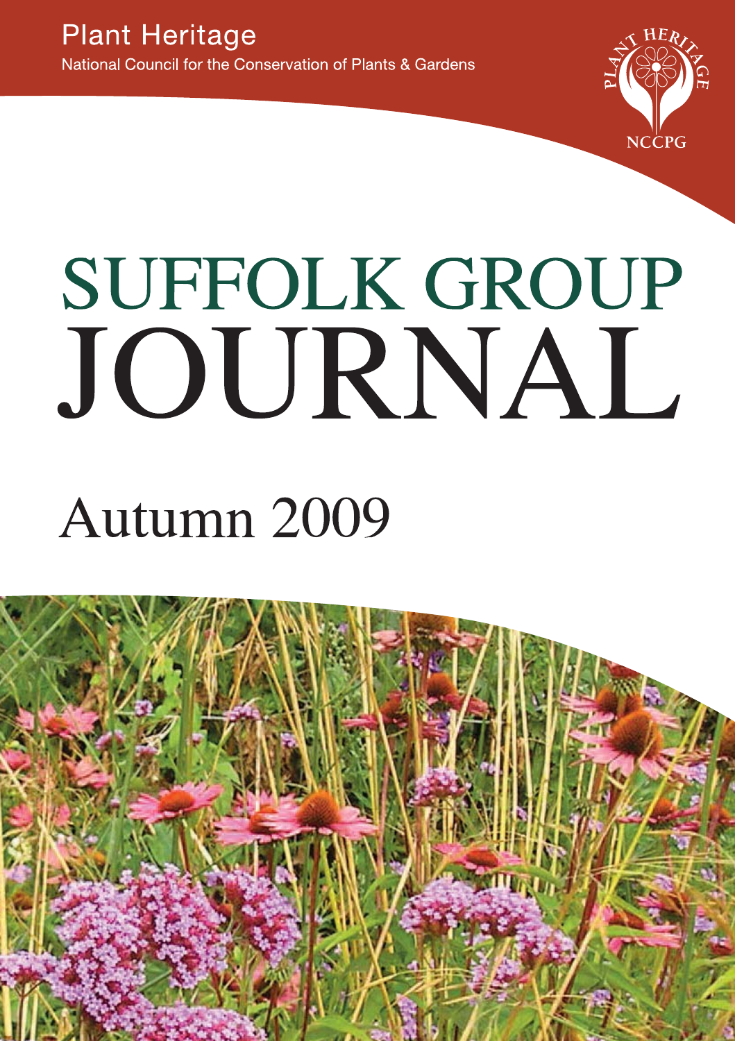Plant Heritage

National Council for the Conservation of Plants & Gardens

PLANT HERITAGE

NCCPG

# SUFFOLK GROUP JOURNAL

## Autumn 2009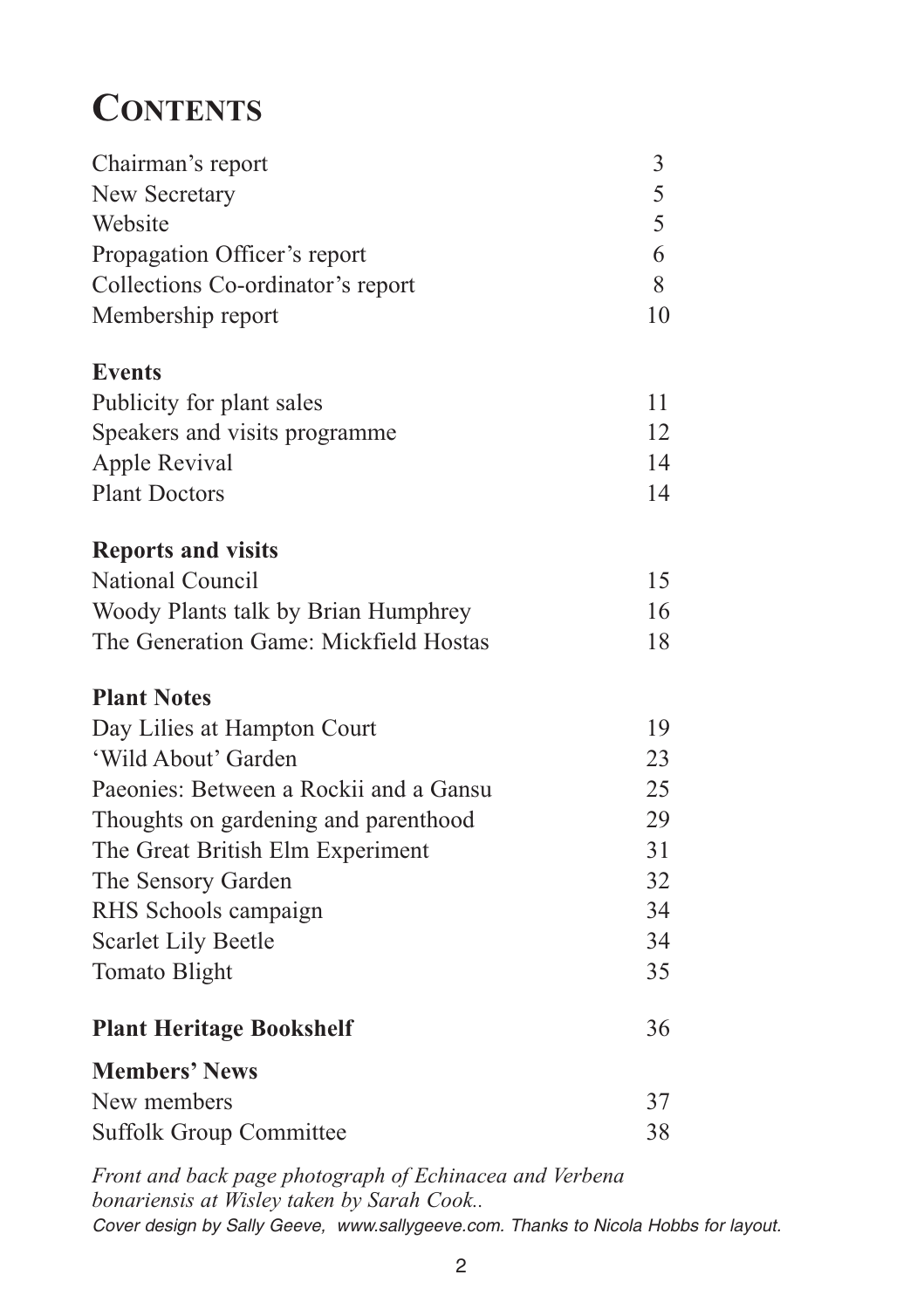# Contents

| | |
|---|---|
| Chairman's report | 3 |
| New Secretary | 5 |
| Website | 5 |
| Propagation Officer's report | 6 |
| Collections Co-ordinator's report | 8 |
| Membership report | 10 |
| **Events** | |
| Publicity for plant sales | 11 |
| Speakers and visits programme | 12 |
| Apple Revival | 14 |
| Plant Doctors | 14 |
| **Reports and visits** | |
| National Council | 15 |
| Woody Plants talk by Brian Humphrey | 16 |
| The Generation Game: Mickfield Hostas | 18 |
| **Plant Notes** | |
| Day Lilies at Hampton Court | 19 |
| 'Wild About' Garden | 23 |
| Paeonies: Between a Rockii and a Gansu | 25 |
| Thoughts on gardening and parenthood | 29 |
| The Great British Elm Experiment | 31 |
| The Sensory Garden | 32 |
| RHS Schools campaign | 34 |
| Scarlet Lily Beetle | 34 |
| Tomato Blight | 35 |
| **Plant Heritage Bookshelf** | 36 |
| **Members' News** | |
| New members | 37 |
| Suffolk Group Committee | 38 |

*Front and back page photograph of Echinacea and Verbena bonariensis at Wisley taken by Sarah Cook..*

*Cover design by Sally Geeve, www.sallygeeve.com. Thanks to Nicola Hobbs for layout.*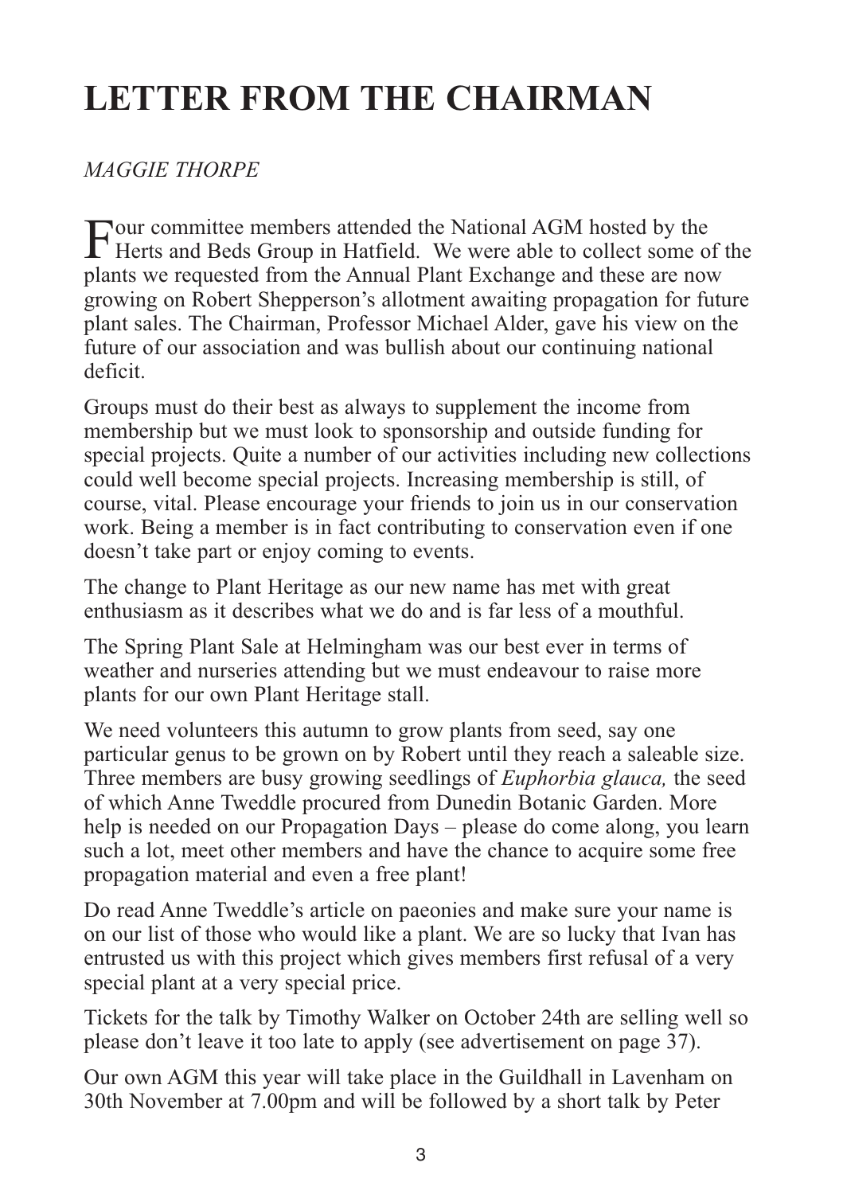# LETTER FROM THE CHAIRMAN

*MAGGIE THORPE*

Four committee members attended the National AGM hosted by the Herts and Beds Group in Hatfield. We were able to collect some of the plants we requested from the Annual Plant Exchange and these are now growing on Robert Shepperson's allotment awaiting propagation for future plant sales. The Chairman, Professor Michael Alder, gave his view on the future of our association and was bullish about our continuing national deficit.

Groups must do their best as always to supplement the income from membership but we must look to sponsorship and outside funding for special projects. Quite a number of our activities including new collections could well become special projects. Increasing membership is still, of course, vital. Please encourage your friends to join us in our conservation work. Being a member is in fact contributing to conservation even if one doesn't take part or enjoy coming to events.

The change to Plant Heritage as our new name has met with great enthusiasm as it describes what we do and is far less of a mouthful.

The Spring Plant Sale at Helmingham was our best ever in terms of weather and nurseries attending but we must endeavour to raise more plants for our own Plant Heritage stall.

We need volunteers this autumn to grow plants from seed, say one particular genus to be grown on by Robert until they reach a saleable size. Three members are busy growing seedlings of *Euphorbia glauca,* the seed of which Anne Tweddle procured from Dunedin Botanic Garden. More help is needed on our Propagation Days – please do come along, you learn such a lot, meet other members and have the chance to acquire some free propagation material and even a free plant!

Do read Anne Tweddle's article on paeonies and make sure your name is on our list of those who would like a plant. We are so lucky that Ivan has entrusted us with this project which gives members first refusal of a very special plant at a very special price.

Tickets for the talk by Timothy Walker on October 24th are selling well so please don't leave it too late to apply (see advertisement on page 37).

Our own AGM this year will take place in the Guildhall in Lavenham on 30th November at 7.00pm and will be followed by a short talk by Peter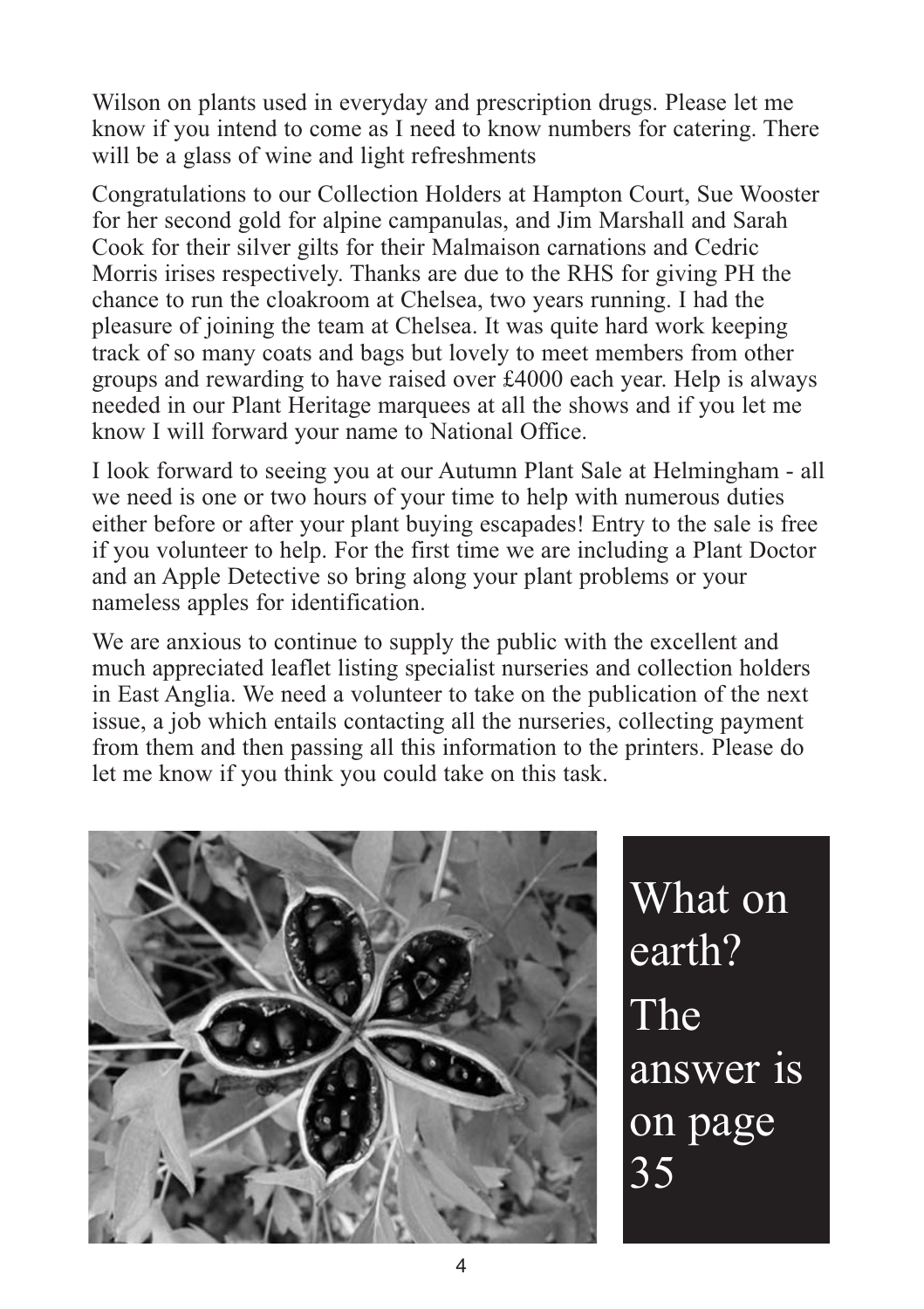Wilson on plants used in everyday and prescription drugs. Please let me know if you intend to come as I need to know numbers for catering. There will be a glass of wine and light refreshments

Congratulations to our Collection Holders at Hampton Court, Sue Wooster for her second gold for alpine campanulas, and Jim Marshall and Sarah Cook for their silver gilts for their Malmaison carnations and Cedric Morris irises respectively. Thanks are due to the RHS for giving PH the chance to run the cloakroom at Chelsea, two years running. I had the pleasure of joining the team at Chelsea. It was quite hard work keeping track of so many coats and bags but lovely to meet members from other groups and rewarding to have raised over £4000 each year. Help is always needed in our Plant Heritage marquees at all the shows and if you let me know I will forward your name to National Office.

I look forward to seeing you at our Autumn Plant Sale at Helmingham - all we need is one or two hours of your time to help with numerous duties either before or after your plant buying escapades! Entry to the sale is free if you volunteer to help. For the first time we are including a Plant Doctor and an Apple Detective so bring along your plant problems or your nameless apples for identification.

We are anxious to continue to supply the public with the excellent and much appreciated leaflet listing specialist nurseries and collection holders in East Anglia. We need a volunteer to take on the publication of the next issue, a job which entails contacting all the nurseries, collecting payment from them and then passing all this information to the printers. Please do let me know if you think you could take on this task.

What on earth? The answer is on page 35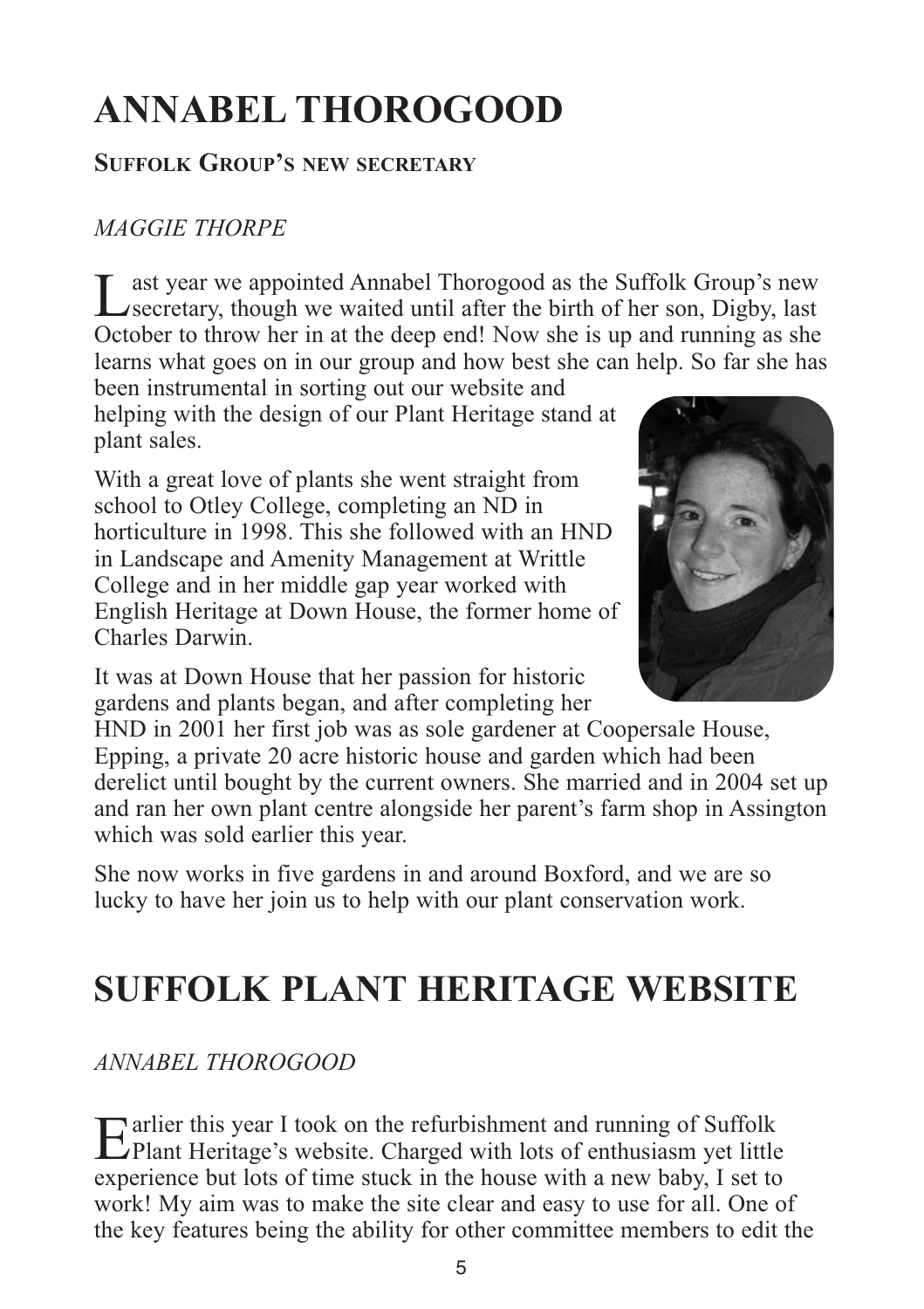# ANNABEL THOROGOOD

**SUFFOLK GROUP'S NEW SECRETARY**

*MAGGIE THORPE*

Last year we appointed Annabel Thorogood as the Suffolk Group's new secretary, though we waited until after the birth of her son, Digby, last October to throw her in at the deep end! Now she is up and running as she learns what goes on in our group and how best she can help. So far she has been instrumental in sorting out our website and helping with the design of our Plant Heritage stand at plant sales.

With a great love of plants she went straight from school to Otley College, completing an ND in horticulture in 1998. This she followed with an HND in Landscape and Amenity Management at Writtle College and in her middle gap year worked with English Heritage at Down House, the former home of Charles Darwin.

It was at Down House that her passion for historic gardens and plants began, and after completing her HND in 2001 her first job was as sole gardener at Coopersale House, Epping, a private 20 acre historic house and garden which had been derelict until bought by the current owners. She married and in 2004 set up and ran her own plant centre alongside her parent's farm shop in Assington which was sold earlier this year.

She now works in five gardens in and around Boxford, and we are so lucky to have her join us to help with our plant conservation work.

# SUFFOLK PLANT HERITAGE WEBSITE

*ANNABEL THOROGOOD*

Earlier this year I took on the refurbishment and running of Suffolk Plant Heritage's website. Charged with lots of enthusiasm yet little experience but lots of time stuck in the house with a new baby, I set to work! My aim was to make the site clear and easy to use for all. One of the key features being the ability for other committee members to edit the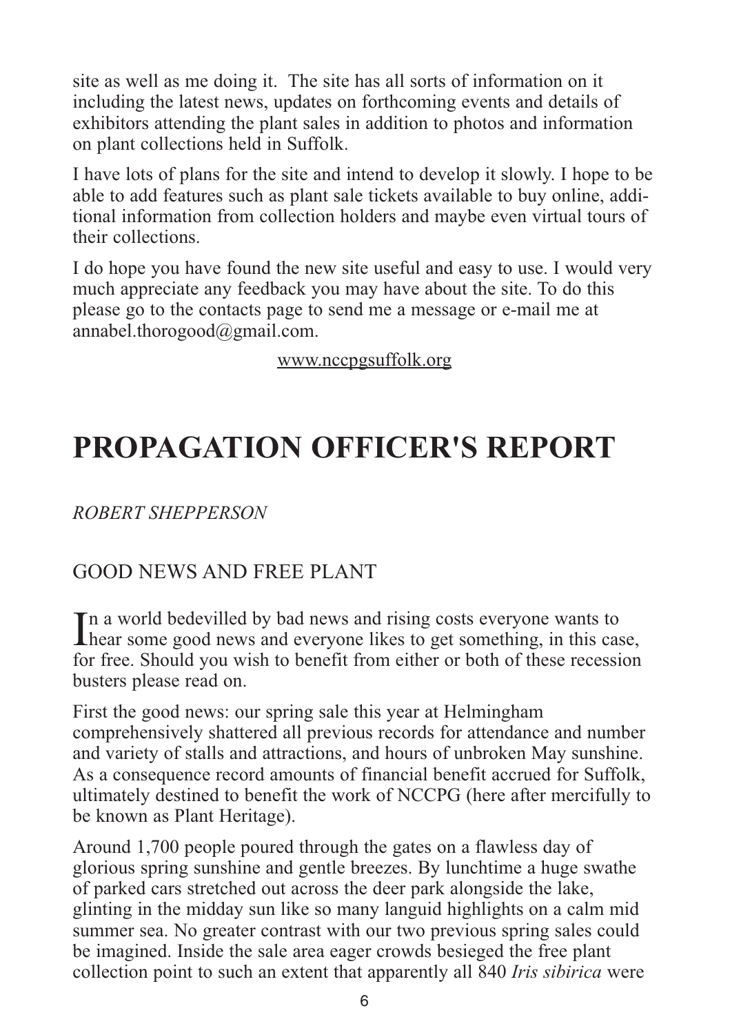site as well as me doing it. The site has all sorts of information on it including the latest news, updates on forthcoming events and details of exhibitors attending the plant sales in addition to photos and information on plant collections held in Suffolk.

I have lots of plans for the site and intend to develop it slowly. I hope to be able to add features such as plant sale tickets available to buy online, additional information from collection holders and maybe even virtual tours of their collections.

I do hope you have found the new site useful and easy to use. I would very much appreciate any feedback you may have about the site. To do this please go to the contacts page to send me a message or e-mail me at annabel.thorogood@gmail.com.

www.nccpgsuffolk.org

# PROPAGATION OFFICER'S REPORT

*ROBERT SHEPPERSON*

## GOOD NEWS AND FREE PLANT

In a world bedevilled by bad news and rising costs everyone wants to hear some good news and everyone likes to get something, in this case, for free. Should you wish to benefit from either or both of these recession busters please read on.

First the good news: our spring sale this year at Helmingham comprehensively shattered all previous records for attendance and number and variety of stalls and attractions, and hours of unbroken May sunshine. As a consequence record amounts of financial benefit accrued for Suffolk, ultimately destined to benefit the work of NCCPG (here after mercifully to be known as Plant Heritage).

Around 1,700 people poured through the gates on a flawless day of glorious spring sunshine and gentle breezes. By lunchtime a huge swathe of parked cars stretched out across the deer park alongside the lake, glinting in the midday sun like so many languid highlights on a calm mid summer sea. No greater contrast with our two previous spring sales could be imagined. Inside the sale area eager crowds besieged the free plant collection point to such an extent that apparently all 840 *Iris sibirica* were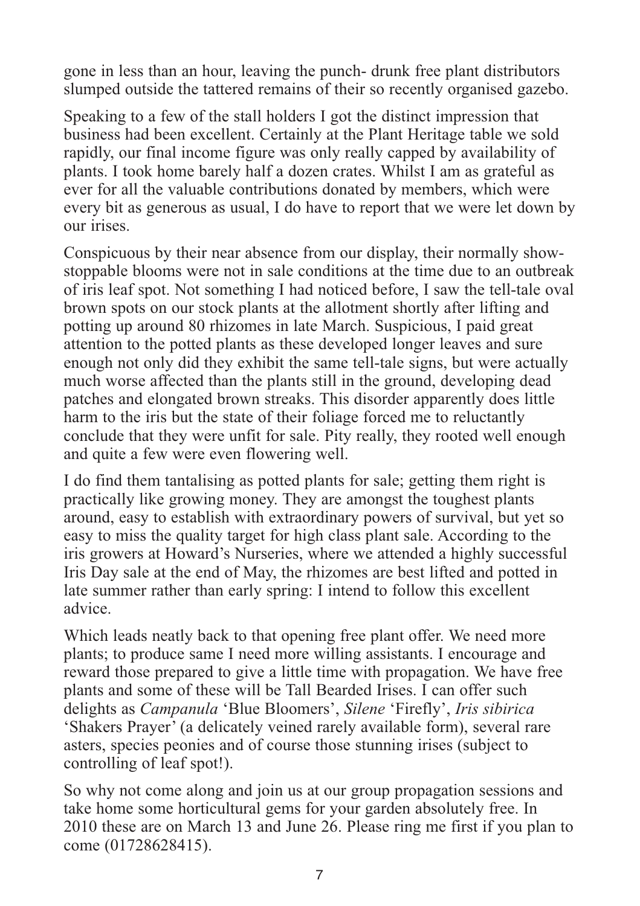gone in less than an hour, leaving the punch- drunk free plant distributors slumped outside the tattered remains of their so recently organised gazebo.

Speaking to a few of the stall holders I got the distinct impression that business had been excellent. Certainly at the Plant Heritage table we sold rapidly, our final income figure was only really capped by availability of plants. I took home barely half a dozen crates. Whilst I am as grateful as ever for all the valuable contributions donated by members, which were every bit as generous as usual, I do have to report that we were let down by our irises.

Conspicuous by their near absence from our display, their normally show-stoppable blooms were not in sale conditions at the time due to an outbreak of iris leaf spot. Not something I had noticed before, I saw the tell-tale oval brown spots on our stock plants at the allotment shortly after lifting and potting up around 80 rhizomes in late March. Suspicious, I paid great attention to the potted plants as these developed longer leaves and sure enough not only did they exhibit the same tell-tale signs, but were actually much worse affected than the plants still in the ground, developing dead patches and elongated brown streaks. This disorder apparently does little harm to the iris but the state of their foliage forced me to reluctantly conclude that they were unfit for sale. Pity really, they rooted well enough and quite a few were even flowering well.

I do find them tantalising as potted plants for sale; getting them right is practically like growing money. They are amongst the toughest plants around, easy to establish with extraordinary powers of survival, but yet so easy to miss the quality target for high class plant sale. According to the iris growers at Howard's Nurseries, where we attended a highly successful Iris Day sale at the end of May, the rhizomes are best lifted and potted in late summer rather than early spring: I intend to follow this excellent advice.

Which leads neatly back to that opening free plant offer. We need more plants; to produce same I need more willing assistants. I encourage and reward those prepared to give a little time with propagation. We have free plants and some of these will be Tall Bearded Irises. I can offer such delights as *Campanula* 'Blue Bloomers', *Silene* 'Firefly', *Iris sibirica* 'Shakers Prayer' (a delicately veined rarely available form), several rare asters, species peonies and of course those stunning irises (subject to controlling of leaf spot!).

So why not come along and join us at our group propagation sessions and take home some horticultural gems for your garden absolutely free. In 2010 these are on March 13 and June 26. Please ring me first if you plan to come (01728628415).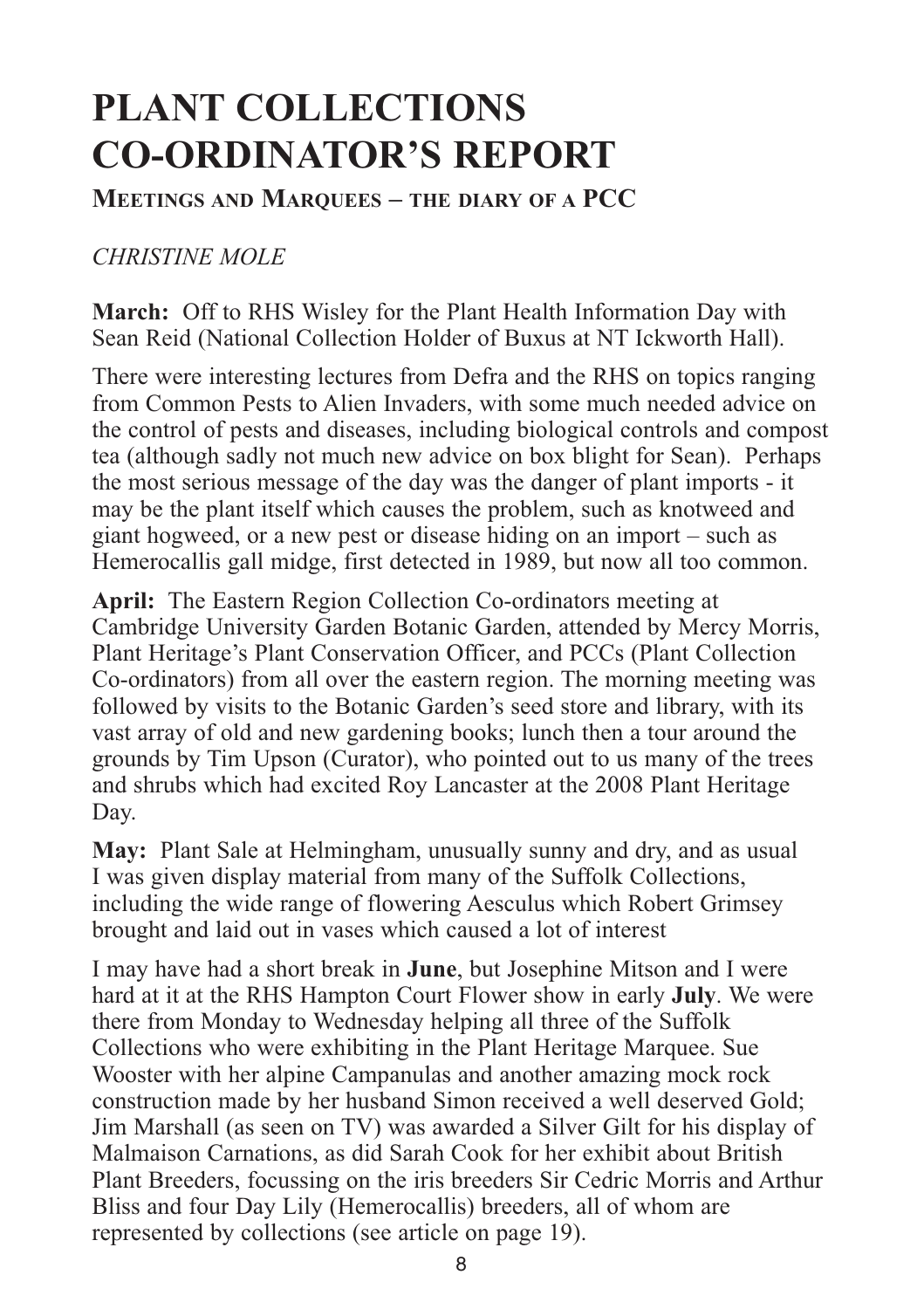# PLANT COLLECTIONS CO-ORDINATOR'S REPORT

## Meetings and Marquees – the diary of a PCC

*CHRISTINE MOLE*

**March:** Off to RHS Wisley for the Plant Health Information Day with Sean Reid (National Collection Holder of Buxus at NT Ickworth Hall).

There were interesting lectures from Defra and the RHS on topics ranging from Common Pests to Alien Invaders, with some much needed advice on the control of pests and diseases, including biological controls and compost tea (although sadly not much new advice on box blight for Sean). Perhaps the most serious message of the day was the danger of plant imports - it may be the plant itself which causes the problem, such as knotweed and giant hogweed, or a new pest or disease hiding on an import – such as Hemerocallis gall midge, first detected in 1989, but now all too common.

**April:** The Eastern Region Collection Co-ordinators meeting at Cambridge University Garden Botanic Garden, attended by Mercy Morris, Plant Heritage's Plant Conservation Officer, and PCCs (Plant Collection Co-ordinators) from all over the eastern region. The morning meeting was followed by visits to the Botanic Garden's seed store and library, with its vast array of old and new gardening books; lunch then a tour around the grounds by Tim Upson (Curator), who pointed out to us many of the trees and shrubs which had excited Roy Lancaster at the 2008 Plant Heritage Day.

**May:** Plant Sale at Helmingham, unusually sunny and dry, and as usual I was given display material from many of the Suffolk Collections, including the wide range of flowering Aesculus which Robert Grimsey brought and laid out in vases which caused a lot of interest

I may have had a short break in **June**, but Josephine Mitson and I were hard at it at the RHS Hampton Court Flower show in early **July**. We were there from Monday to Wednesday helping all three of the Suffolk Collections who were exhibiting in the Plant Heritage Marquee. Sue Wooster with her alpine Campanulas and another amazing mock rock construction made by her husband Simon received a well deserved Gold; Jim Marshall (as seen on TV) was awarded a Silver Gilt for his display of Malmaison Carnations, as did Sarah Cook for her exhibit about British Plant Breeders, focussing on the iris breeders Sir Cedric Morris and Arthur Bliss and four Day Lily (Hemerocallis) breeders, all of whom are represented by collections (see article on page 19).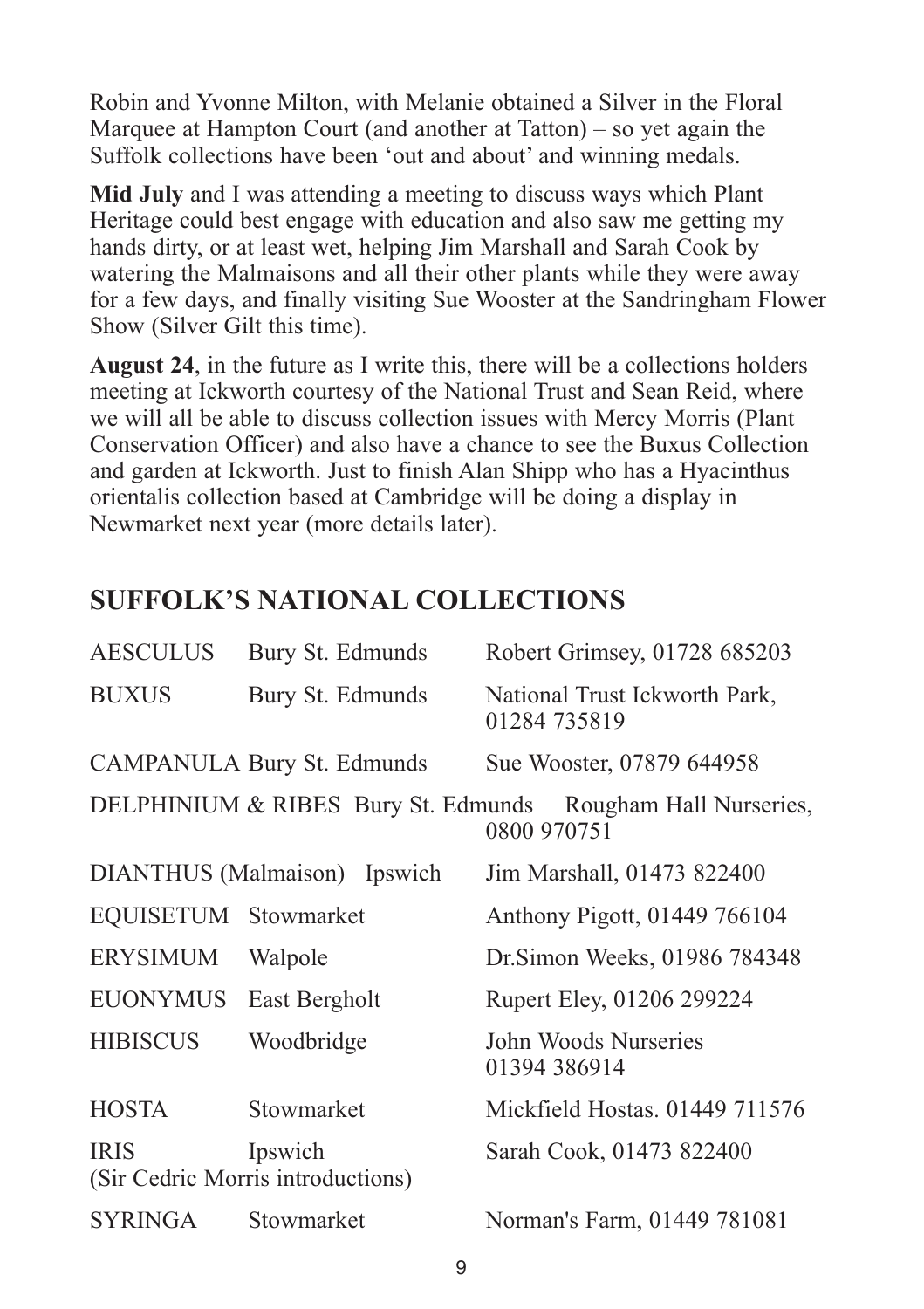Robin and Yvonne Milton, with Melanie obtained a Silver in the Floral Marquee at Hampton Court (and another at Tatton) – so yet again the Suffolk collections have been 'out and about' and winning medals.

**Mid July** and I was attending a meeting to discuss ways which Plant Heritage could best engage with education and also saw me getting my hands dirty, or at least wet, helping Jim Marshall and Sarah Cook by watering the Malmaisons and all their other plants while they were away for a few days, and finally visiting Sue Wooster at the Sandringham Flower Show (Silver Gilt this time).

**August 24**, in the future as I write this, there will be a collections holders meeting at Ickworth courtesy of the National Trust and Sean Reid, where we will all be able to discuss collection issues with Mercy Morris (Plant Conservation Officer) and also have a chance to see the Buxus Collection and garden at Ickworth. Just to finish Alan Shipp who has a Hyacinthus orientalis collection based at Cambridge will be doing a display in Newmarket next year (more details later).

## SUFFOLK'S NATIONAL COLLECTIONS

| | | |
|---|---|---|
| AESCULUS | Bury St. Edmunds | Robert Grimsey, 01728 685203 |
| BUXUS | Bury St. Edmunds | National Trust Ickworth Park, 01284 735819 |
| CAMPANULA | Bury St. Edmunds | Sue Wooster, 07879 644958 |
| DELPHINIUM & RIBES | Bury St. Edmunds | Rougham Hall Nurseries, 0800 970751 |
| DIANTHUS (Malmaison) | Ipswich | Jim Marshall, 01473 822400 |
| EQUISETUM | Stowmarket | Anthony Pigott, 01449 766104 |
| ERYSIMUM | Walpole | Dr.Simon Weeks, 01986 784348 |
| EUONYMUS | East Bergholt | Rupert Eley, 01206 299224 |
| HIBISCUS | Woodbridge | John Woods Nurseries 01394 386914 |
| HOSTA | Stowmarket | Mickfield Hostas. 01449 711576 |
| IRIS (Sir Cedric Morris introductions) | Ipswich | Sarah Cook, 01473 822400 |
| SYRINGA | Stowmarket | Norman's Farm, 01449 781081 |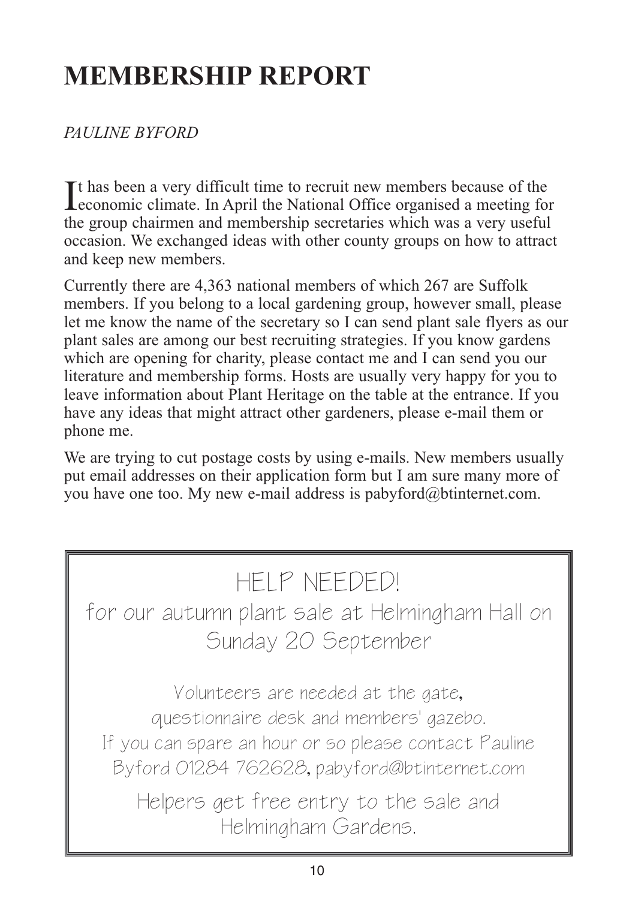# MEMBERSHIP REPORT

*PAULINE BYFORD*

It has been a very difficult time to recruit new members because of the economic climate. In April the National Office organised a meeting for the group chairmen and membership secretaries which was a very useful occasion. We exchanged ideas with other county groups on how to attract and keep new members.

Currently there are 4,363 national members of which 267 are Suffolk members. If you belong to a local gardening group, however small, please let me know the name of the secretary so I can send plant sale flyers as our plant sales are among our best recruiting strategies. If you know gardens which are opening for charity, please contact me and I can send you our literature and membership forms. Hosts are usually very happy for you to leave information about Plant Heritage on the table at the entrance. If you have any ideas that might attract other gardeners, please e-mail them or phone me.

We are trying to cut postage costs by using e-mails. New members usually put email addresses on their application form but I am sure many more of you have one too. My new e-mail address is pabyford@btinternet.com.

---

HELP NEEDED!

for our autumn plant sale at Helmingham Hall on Sunday 20 September

Volunteers are needed at the gate, questionnaire desk and members' gazebo. If you can spare an hour or so please contact Pauline Byford 01284 762628, pabyford@btinternet.com

Helpers get free entry to the sale and Helmingham Gardens.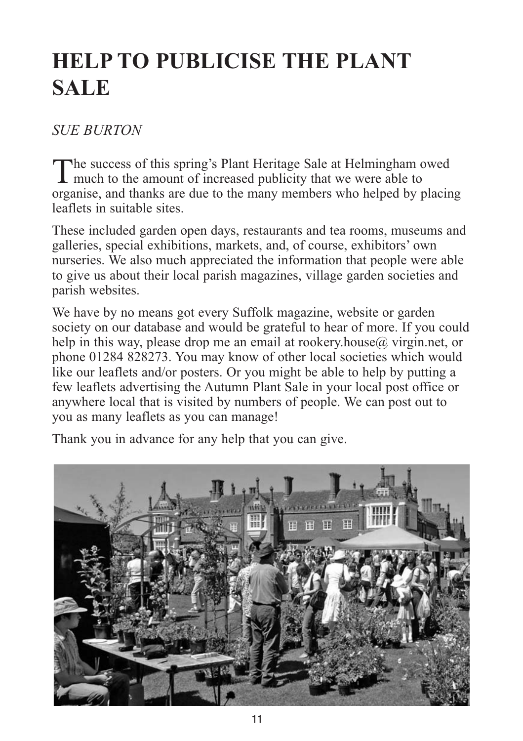# HELP TO PUBLICISE THE PLANT SALE

*SUE BURTON*

The success of this spring's Plant Heritage Sale at Helmingham owed much to the amount of increased publicity that we were able to organise, and thanks are due to the many members who helped by placing leaflets in suitable sites.

These included garden open days, restaurants and tea rooms, museums and galleries, special exhibitions, markets, and, of course, exhibitors' own nurseries. We also much appreciated the information that people were able to give us about their local parish magazines, village garden societies and parish websites.

We have by no means got every Suffolk magazine, website or garden society on our database and would be grateful to hear of more. If you could help in this way, please drop me an email at rookery.house@ virgin.net, or phone 01284 828273. You may know of other local societies which would like our leaflets and/or posters. Or you might be able to help by putting a few leaflets advertising the Autumn Plant Sale in your local post office or anywhere local that is visited by numbers of people. We can post out to you as many leaflets as you can manage!

Thank you in advance for any help that you can give.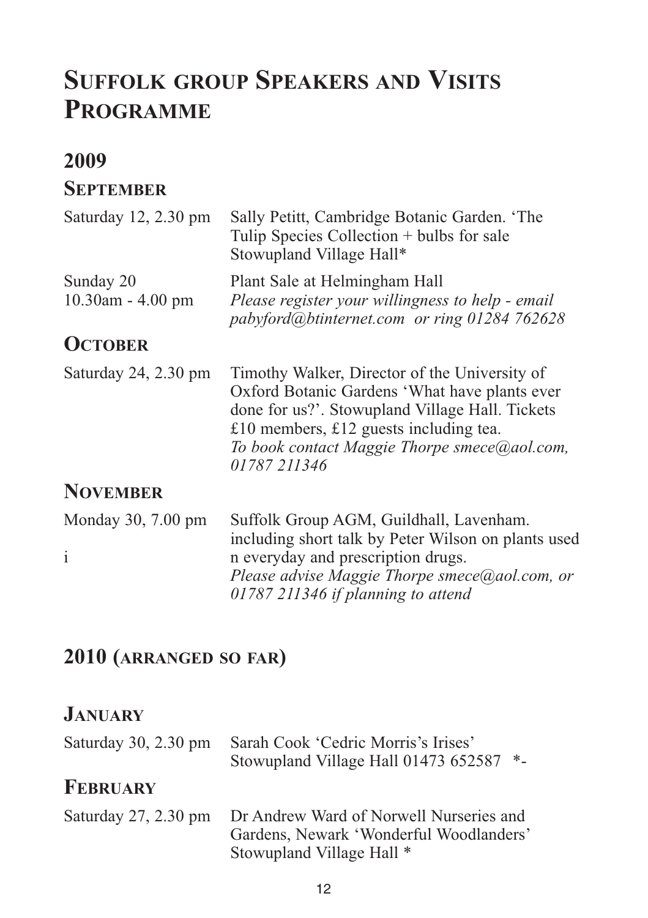# Suffolk group Speakers and Visits Programme

## 2009

### September

Saturday 12, 2.30 pm — Sally Petitt, Cambridge Botanic Garden. 'The Tulip Species Collection + bulbs for sale Stowupland Village Hall*

Sunday 20 10.30am - 4.00 pm — Plant Sale at Helmingham Hall
*Please register your willingness to help - email pabyford@btinternet.com or ring 01284 762628*

### October

Saturday 24, 2.30 pm — Timothy Walker, Director of the University of Oxford Botanic Gardens 'What have plants ever done for us?'. Stowupland Village Hall. Tickets £10 members, £12 guests including tea.
*To book contact Maggie Thorpe smece@aol.com, 01787 211346*

### November

Monday 30, 7.00 pm — Suffolk Group AGM, Guildhall, Lavenham. including short talk by Peter Wilson on plants used i n everyday and prescription drugs.
*Please advise Maggie Thorpe smece@aol.com, or 01787 211346 if planning to attend*

## 2010 (arranged so far)

### January

Saturday 30, 2.30 pm — Sarah Cook 'Cedric Morris's Irises' Stowupland Village Hall 01473 652587 *-

### February

Saturday 27, 2.30 pm — Dr Andrew Ward of Norwell Nurseries and Gardens, Newark 'Wonderful Woodlanders' Stowupland Village Hall *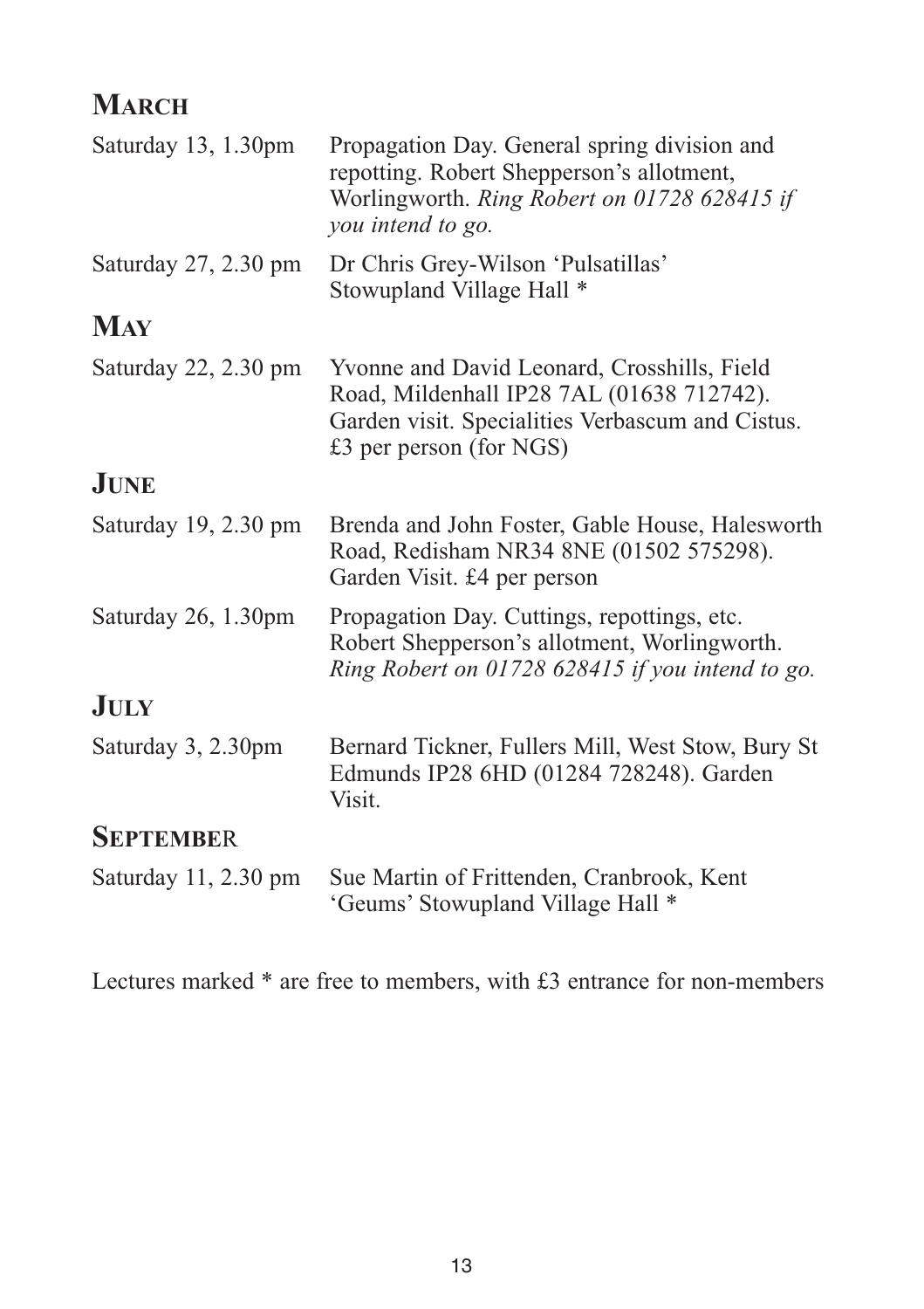## March

| | |
|---|---|
| Saturday 13, 1.30pm | Propagation Day. General spring division and repotting. Robert Shepperson's allotment, Worlingworth. *Ring Robert on 01728 628415 if you intend to go.* |
| Saturday 27, 2.30 pm | Dr Chris Grey-Wilson 'Pulsatillas' Stowupland Village Hall * |

## May

| | |
|---|---|
| Saturday 22, 2.30 pm | Yvonne and David Leonard, Crosshills, Field Road, Mildenhall IP28 7AL (01638 712742). Garden visit. Specialities Verbascum and Cistus. £3 per person (for NGS) |

## June

| | |
|---|---|
| Saturday 19, 2.30 pm | Brenda and John Foster, Gable House, Halesworth Road, Redisham NR34 8NE (01502 575298). Garden Visit. £4 per person |
| Saturday 26, 1.30pm | Propagation Day. Cuttings, repottings, etc. Robert Shepperson's allotment, Worlingworth. *Ring Robert on 01728 628415 if you intend to go.* |

## July

| | |
|---|---|
| Saturday 3, 2.30pm | Bernard Tickner, Fullers Mill, West Stow, Bury St Edmunds IP28 6HD (01284 728248). Garden Visit. |

## September

| | |
|---|---|
| Saturday 11, 2.30 pm | Sue Martin of Frittenden, Cranbrook, Kent 'Geums' Stowupland Village Hall * |

Lectures marked * are free to members, with £3 entrance for non-members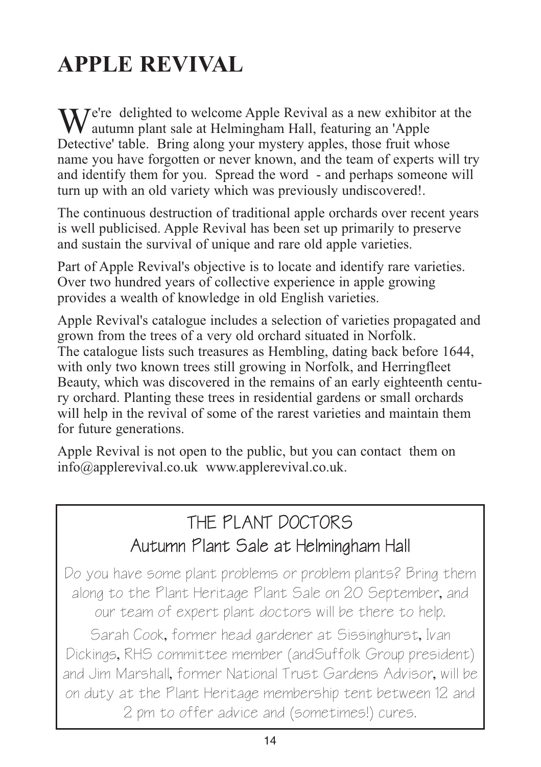# APPLE REVIVAL

We're delighted to welcome Apple Revival as a new exhibitor at the autumn plant sale at Helmingham Hall, featuring an 'Apple Detective' table. Bring along your mystery apples, those fruit whose name you have forgotten or never known, and the team of experts will try and identify them for you. Spread the word - and perhaps someone will turn up with an old variety which was previously undiscovered!.

The continuous destruction of traditional apple orchards over recent years is well publicised. Apple Revival has been set up primarily to preserve and sustain the survival of unique and rare old apple varieties.

Part of Apple Revival's objective is to locate and identify rare varieties. Over two hundred years of collective experience in apple growing provides a wealth of knowledge in old English varieties.

Apple Revival's catalogue includes a selection of varieties propagated and grown from the trees of a very old orchard situated in Norfolk. The catalogue lists such treasures as Hembling, dating back before 1644, with only two known trees still growing in Norfolk, and Herringfleet Beauty, which was discovered in the remains of an early eighteenth century orchard. Planting these trees in residential gardens or small orchards will help in the revival of some of the rarest varieties and maintain them for future generations.

Apple Revival is not open to the public, but you can contact them on info@applerevival.co.uk www.applerevival.co.uk.

## THE PLANT DOCTORS
### Autumn Plant Sale at Helmingham Hall

Do you have some plant problems or problem plants? Bring them along to the Plant Heritage Plant Sale on 20 September, and our team of expert plant doctors will be there to help.

Sarah Cook, former head gardener at Sissinghurst, Ivan Dickings, RHS committee member (andSuffolk Group president) and Jim Marshall, former National Trust Gardens Advisor, will be on duty at the Plant Heritage membership tent between 12 and 2 pm to offer advice and (sometimes!) cures.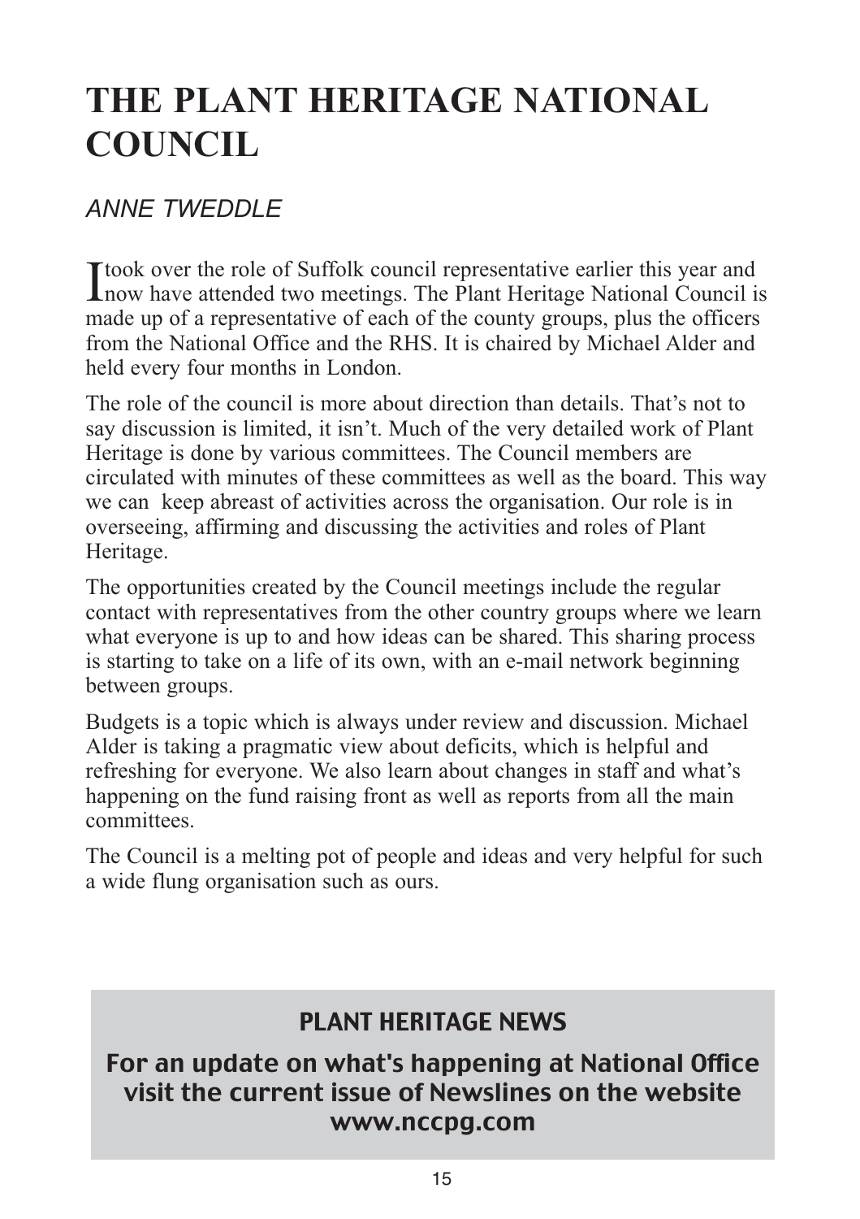# THE PLANT HERITAGE NATIONAL COUNCIL

*ANNE TWEDDLE*

I took over the role of Suffolk council representative earlier this year and now have attended two meetings. The Plant Heritage National Council is made up of a representative of each of the county groups, plus the officers from the National Office and the RHS. It is chaired by Michael Alder and held every four months in London.

The role of the council is more about direction than details. That's not to say discussion is limited, it isn't. Much of the very detailed work of Plant Heritage is done by various committees. The Council members are circulated with minutes of these committees as well as the board. This way we can  keep abreast of activities across the organisation. Our role is in overseeing, affirming and discussing the activities and roles of Plant Heritage.

The opportunities created by the Council meetings include the regular contact with representatives from the other country groups where we learn what everyone is up to and how ideas can be shared. This sharing process is starting to take on a life of its own, with an e-mail network beginning between groups.

Budgets is a topic which is always under review and discussion. Michael Alder is taking a pragmatic view about deficits, which is helpful and refreshing for everyone. We also learn about changes in staff and what's happening on the fund raising front as well as reports from all the main committees.

The Council is a melting pot of people and ideas and very helpful for such a wide flung organisation such as ours.

## PLANT HERITAGE NEWS

**For an update on what's happening at National Office visit the current issue of Newslines on the website www.nccpg.com**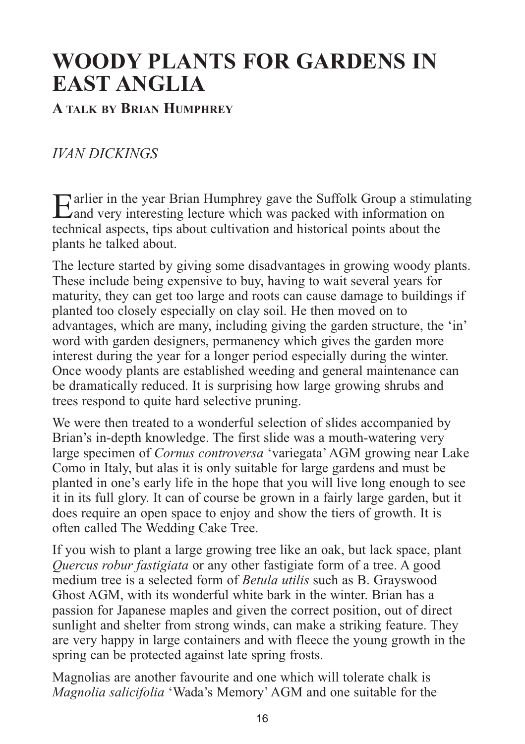# WOODY PLANTS FOR GARDENS IN EAST ANGLIA

**A TALK BY BRIAN HUMPHREY**

*IVAN DICKINGS*

Earlier in the year Brian Humphrey gave the Suffolk Group a stimulating and very interesting lecture which was packed with information on technical aspects, tips about cultivation and historical points about the plants he talked about.

The lecture started by giving some disadvantages in growing woody plants. These include being expensive to buy, having to wait several years for maturity, they can get too large and roots can cause damage to buildings if planted too closely especially on clay soil. He then moved on to advantages, which are many, including giving the garden structure, the 'in' word with garden designers, permanency which gives the garden more interest during the year for a longer period especially during the winter. Once woody plants are established weeding and general maintenance can be dramatically reduced. It is surprising how large growing shrubs and trees respond to quite hard selective pruning.

We were then treated to a wonderful selection of slides accompanied by Brian's in-depth knowledge. The first slide was a mouth-watering very large specimen of *Cornus controversa* 'variegata' AGM growing near Lake Como in Italy, but alas it is only suitable for large gardens and must be planted in one's early life in the hope that you will live long enough to see it in its full glory. It can of course be grown in a fairly large garden, but it does require an open space to enjoy and show the tiers of growth. It is often called The Wedding Cake Tree.

If you wish to plant a large growing tree like an oak, but lack space, plant *Quercus robur fastigiata* or any other fastigiate form of a tree. A good medium tree is a selected form of *Betula utilis* such as B. Grayswood Ghost AGM, with its wonderful white bark in the winter. Brian has a passion for Japanese maples and given the correct position, out of direct sunlight and shelter from strong winds, can make a striking feature. They are very happy in large containers and with fleece the young growth in the spring can be protected against late spring frosts.

Magnolias are another favourite and one which will tolerate chalk is *Magnolia salicifolia* 'Wada's Memory' AGM and one suitable for the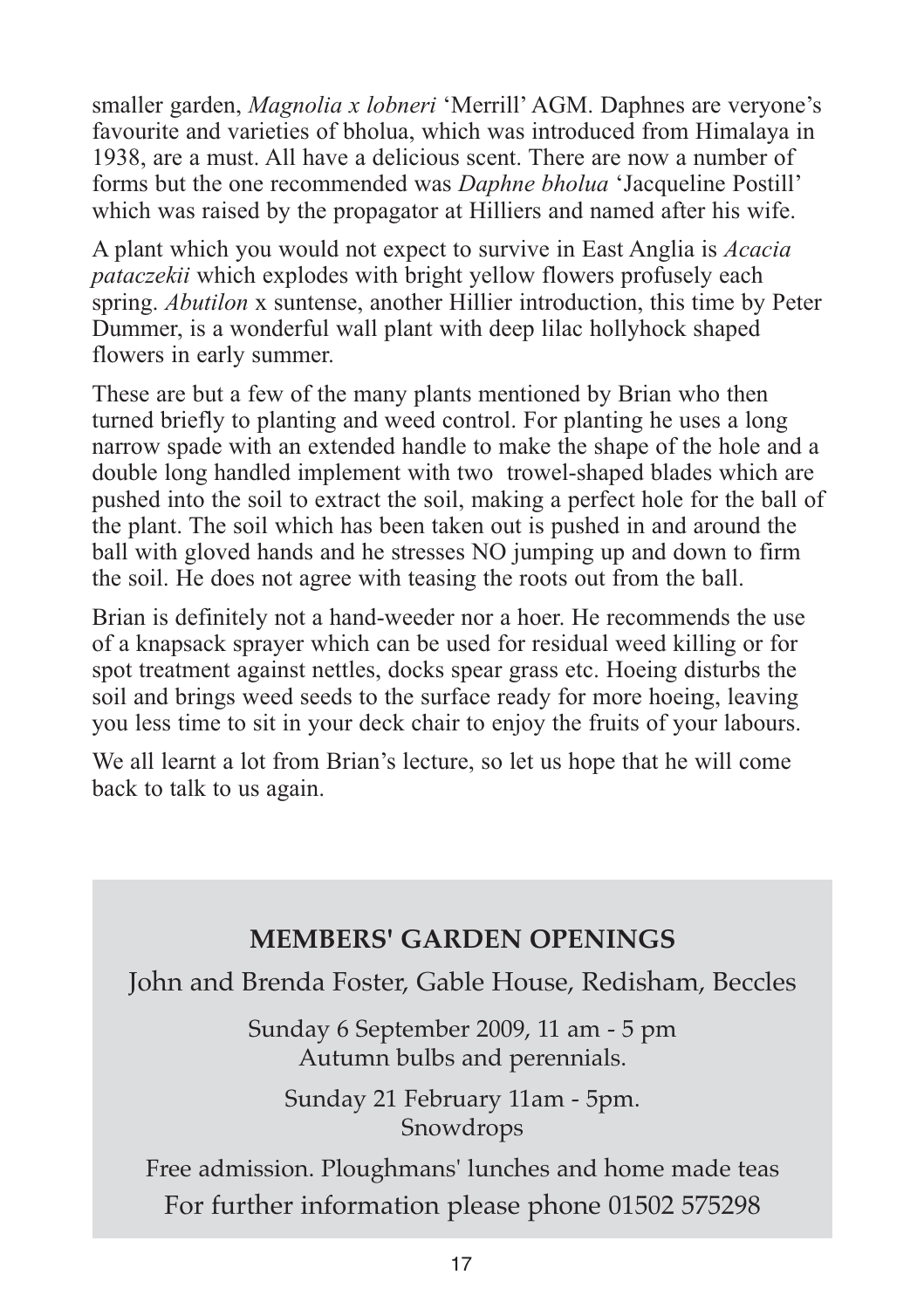smaller garden, *Magnolia x lobneri* 'Merrill' AGM. Daphnes are veryone's favourite and varieties of bholua, which was introduced from Himalaya in 1938, are a must. All have a delicious scent. There are now a number of forms but the one recommended was *Daphne bholua* 'Jacqueline Postill' which was raised by the propagator at Hilliers and named after his wife.

A plant which you would not expect to survive in East Anglia is *Acacia pataczekii* which explodes with bright yellow flowers profusely each spring. *Abutilon* x suntense, another Hillier introduction, this time by Peter Dummer, is a wonderful wall plant with deep lilac hollyhock shaped flowers in early summer.

These are but a few of the many plants mentioned by Brian who then turned briefly to planting and weed control. For planting he uses a long narrow spade with an extended handle to make the shape of the hole and a double long handled implement with two trowel-shaped blades which are pushed into the soil to extract the soil, making a perfect hole for the ball of the plant. The soil which has been taken out is pushed in and around the ball with gloved hands and he stresses NO jumping up and down to firm the soil. He does not agree with teasing the roots out from the ball.

Brian is definitely not a hand-weeder nor a hoer. He recommends the use of a knapsack sprayer which can be used for residual weed killing or for spot treatment against nettles, docks spear grass etc. Hoeing disturbs the soil and brings weed seeds to the surface ready for more hoeing, leaving you less time to sit in your deck chair to enjoy the fruits of your labours.

We all learnt a lot from Brian's lecture, so let us hope that he will come back to talk to us again.

## MEMBERS' GARDEN OPENINGS

John and Brenda Foster, Gable House, Redisham, Beccles

Sunday 6 September 2009, 11 am - 5 pm
Autumn bulbs and perennials.

Sunday 21 February 11am - 5pm.
Snowdrops

Free admission. Ploughmans' lunches and home made teas
For further information please phone 01502 575298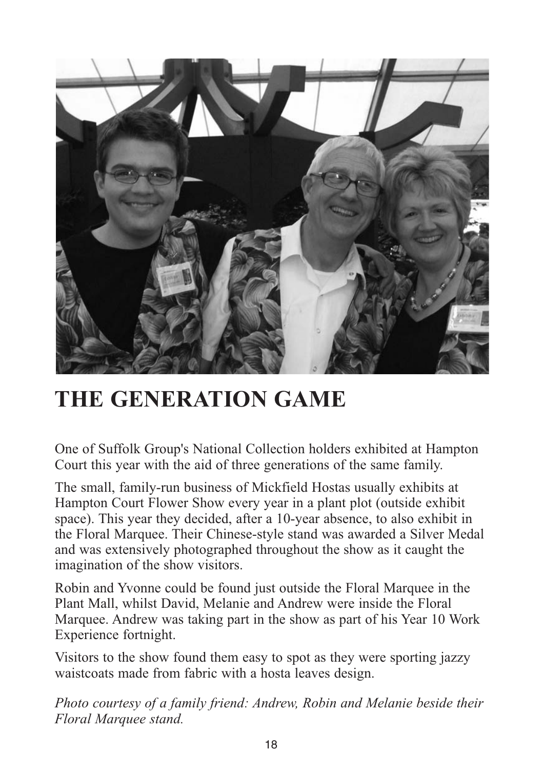# THE GENERATION GAME

One of Suffolk Group's National Collection holders exhibited at Hampton Court this year with the aid of three generations of the same family.

The small, family-run business of Mickfield Hostas usually exhibits at Hampton Court Flower Show every year in a plant plot (outside exhibit space). This year they decided, after a 10-year absence, to also exhibit in the Floral Marquee. Their Chinese-style stand was awarded a Silver Medal and was extensively photographed throughout the show as it caught the imagination of the show visitors.

Robin and Yvonne could be found just outside the Floral Marquee in the Plant Mall, whilst David, Melanie and Andrew were inside the Floral Marquee. Andrew was taking part in the show as part of his Year 10 Work Experience fortnight.

Visitors to the show found them easy to spot as they were sporting jazzy waistcoats made from fabric with a hosta leaves design.

*Photo courtesy of a family friend: Andrew, Robin and Melanie beside their Floral Marquee stand.*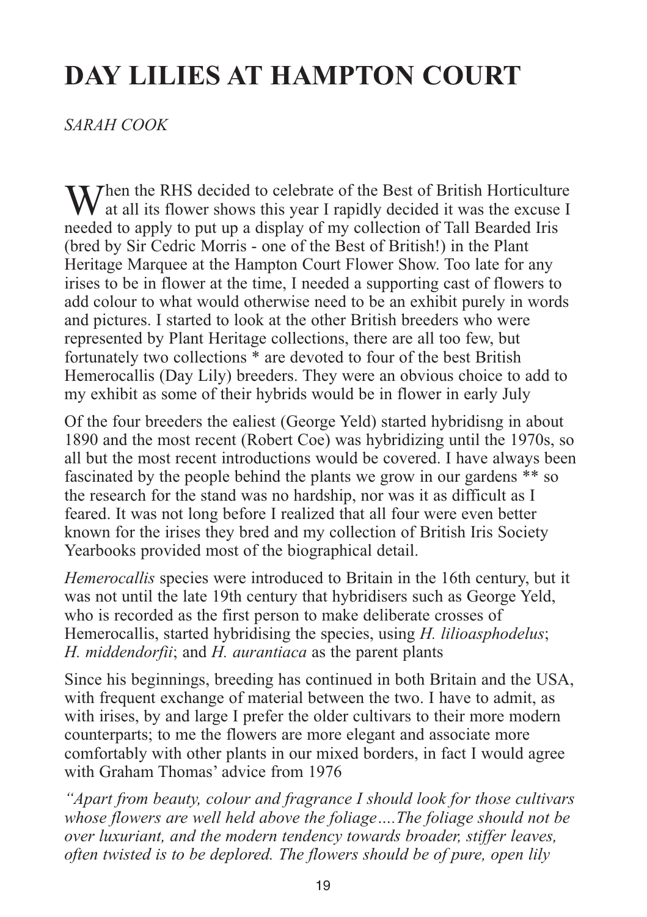# DAY LILIES AT HAMPTON COURT

*SARAH COOK*

When the RHS decided to celebrate of the Best of British Horticulture at all its flower shows this year I rapidly decided it was the excuse I needed to apply to put up a display of my collection of Tall Bearded Iris (bred by Sir Cedric Morris - one of the Best of British!) in the Plant Heritage Marquee at the Hampton Court Flower Show. Too late for any irises to be in flower at the time, I needed a supporting cast of flowers to add colour to what would otherwise need to be an exhibit purely in words and pictures. I started to look at the other British breeders who were represented by Plant Heritage collections, there are all too few, but fortunately two collections * are devoted to four of the best British Hemerocallis (Day Lily) breeders. They were an obvious choice to add to my exhibit as some of their hybrids would be in flower in early July

Of the four breeders the ealiest (George Yeld) started hybridisng in about 1890 and the most recent (Robert Coe) was hybridizing until the 1970s, so all but the most recent introductions would be covered. I have always been fascinated by the people behind the plants we grow in our gardens ** so the research for the stand was no hardship, nor was it as difficult as I feared. It was not long before I realized that all four were even better known for the irises they bred and my collection of British Iris Society Yearbooks provided most of the biographical detail.

*Hemerocallis* species were introduced to Britain in the 16th century, but it was not until the late 19th century that hybridisers such as George Yeld, who is recorded as the first person to make deliberate crosses of Hemerocallis, started hybridising the species, using *H. lilioasphodelus*; *H. middendorfii*; and *H. aurantiaca* as the parent plants

Since his beginnings, breeding has continued in both Britain and the USA, with frequent exchange of material between the two. I have to admit, as with irises, by and large I prefer the older cultivars to their more modern counterparts; to me the flowers are more elegant and associate more comfortably with other plants in our mixed borders, in fact I would agree with Graham Thomas' advice from 1976

*"Apart from beauty, colour and fragrance I should look for those cultivars whose flowers are well held above the foliage….The foliage should not be over luxuriant, and the modern tendency towards broader, stiffer leaves, often twisted is to be deplored. The flowers should be of pure, open lily*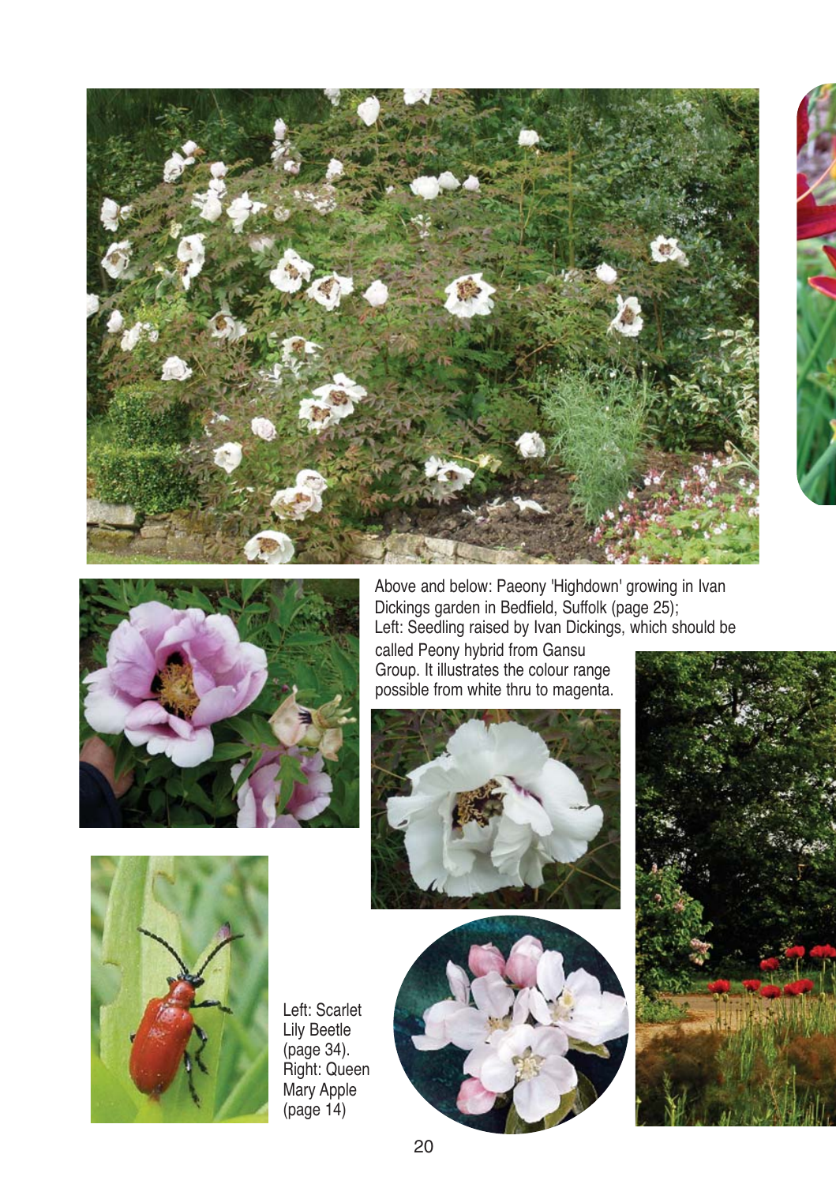Above and below: Paeony 'Highdown' growing in Ivan Dickings garden in Bedfield, Suffolk (page 25);
Left: Seedling raised by Ivan Dickings, which should be called Peony hybrid from Gansu Group. It illustrates the colour range possible from white thru to magenta.

Left: Scarlet Lily Beetle (page 34).
Right: Queen Mary Apple (page 14)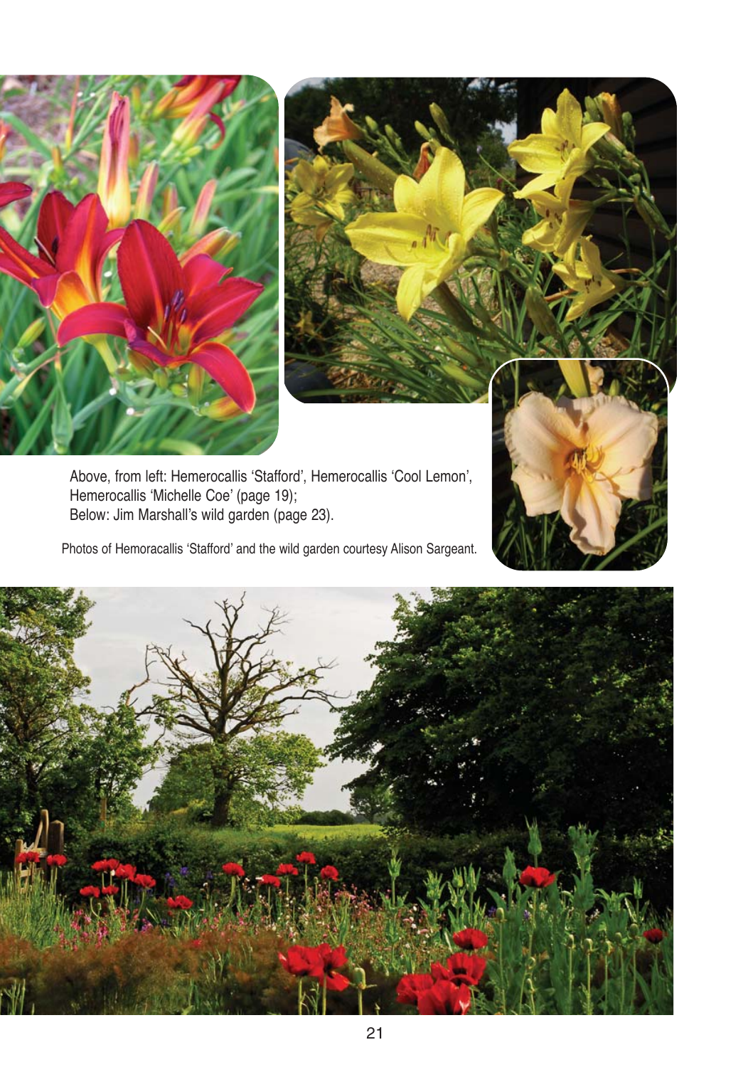Above, from left: Hemerocallis 'Stafford', Hemerocallis 'Cool Lemon', Hemerocallis 'Michelle Coe' (page 19);
Below: Jim Marshall's wild garden (page 23).

Photos of Hemoracallis 'Stafford' and the wild garden courtesy Alison Sargeant.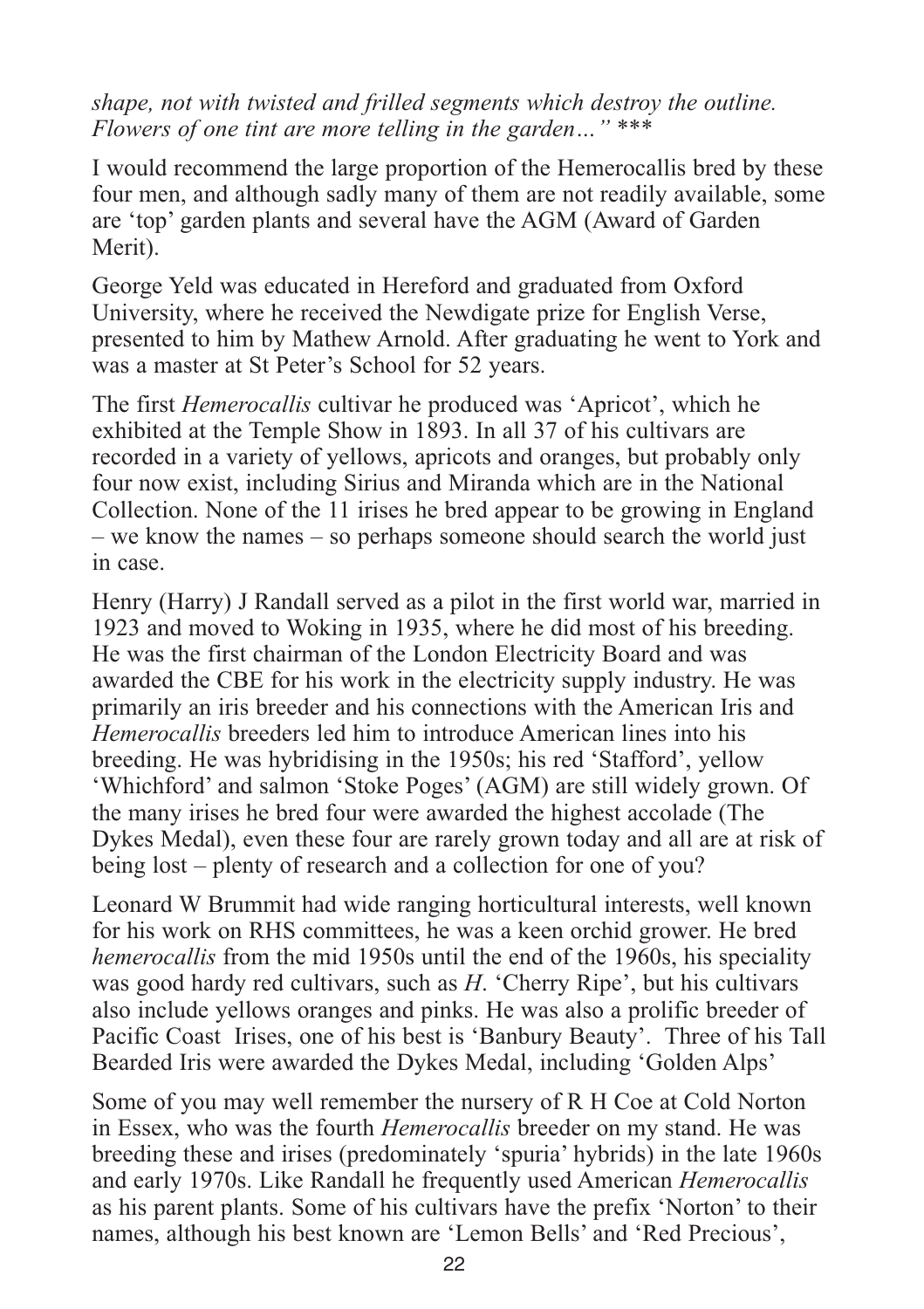*shape, not with twisted and frilled segments which destroy the outline. Flowers of one tint are more telling in the garden…"* ***

I would recommend the large proportion of the Hemerocallis bred by these four men, and although sadly many of them are not readily available, some are 'top' garden plants and several have the AGM (Award of Garden Merit).

George Yeld was educated in Hereford and graduated from Oxford University, where he received the Newdigate prize for English Verse, presented to him by Mathew Arnold. After graduating he went to York and was a master at St Peter's School for 52 years.

The first *Hemerocallis* cultivar he produced was 'Apricot', which he exhibited at the Temple Show in 1893. In all 37 of his cultivars are recorded in a variety of yellows, apricots and oranges, but probably only four now exist, including Sirius and Miranda which are in the National Collection. None of the 11 irises he bred appear to be growing in England – we know the names – so perhaps someone should search the world just in case.

Henry (Harry) J Randall served as a pilot in the first world war, married in 1923 and moved to Woking in 1935, where he did most of his breeding. He was the first chairman of the London Electricity Board and was awarded the CBE for his work in the electricity supply industry. He was primarily an iris breeder and his connections with the American Iris and *Hemerocallis* breeders led him to introduce American lines into his breeding. He was hybridising in the 1950s; his red 'Stafford', yellow 'Whichford' and salmon 'Stoke Poges' (AGM) are still widely grown. Of the many irises he bred four were awarded the highest accolade (The Dykes Medal), even these four are rarely grown today and all are at risk of being lost – plenty of research and a collection for one of you?

Leonard W Brummit had wide ranging horticultural interests, well known for his work on RHS committees, he was a keen orchid grower. He bred *hemerocallis* from the mid 1950s until the end of the 1960s, his speciality was good hardy red cultivars, such as *H*. 'Cherry Ripe', but his cultivars also include yellows oranges and pinks. He was also a prolific breeder of Pacific Coast Irises, one of his best is 'Banbury Beauty'. Three of his Tall Bearded Iris were awarded the Dykes Medal, including 'Golden Alps'

Some of you may well remember the nursery of R H Coe at Cold Norton in Essex, who was the fourth *Hemerocallis* breeder on my stand. He was breeding these and irises (predominately 'spuria' hybrids) in the late 1960s and early 1970s. Like Randall he frequently used American *Hemerocallis* as his parent plants. Some of his cultivars have the prefix 'Norton' to their names, although his best known are 'Lemon Bells' and 'Red Precious',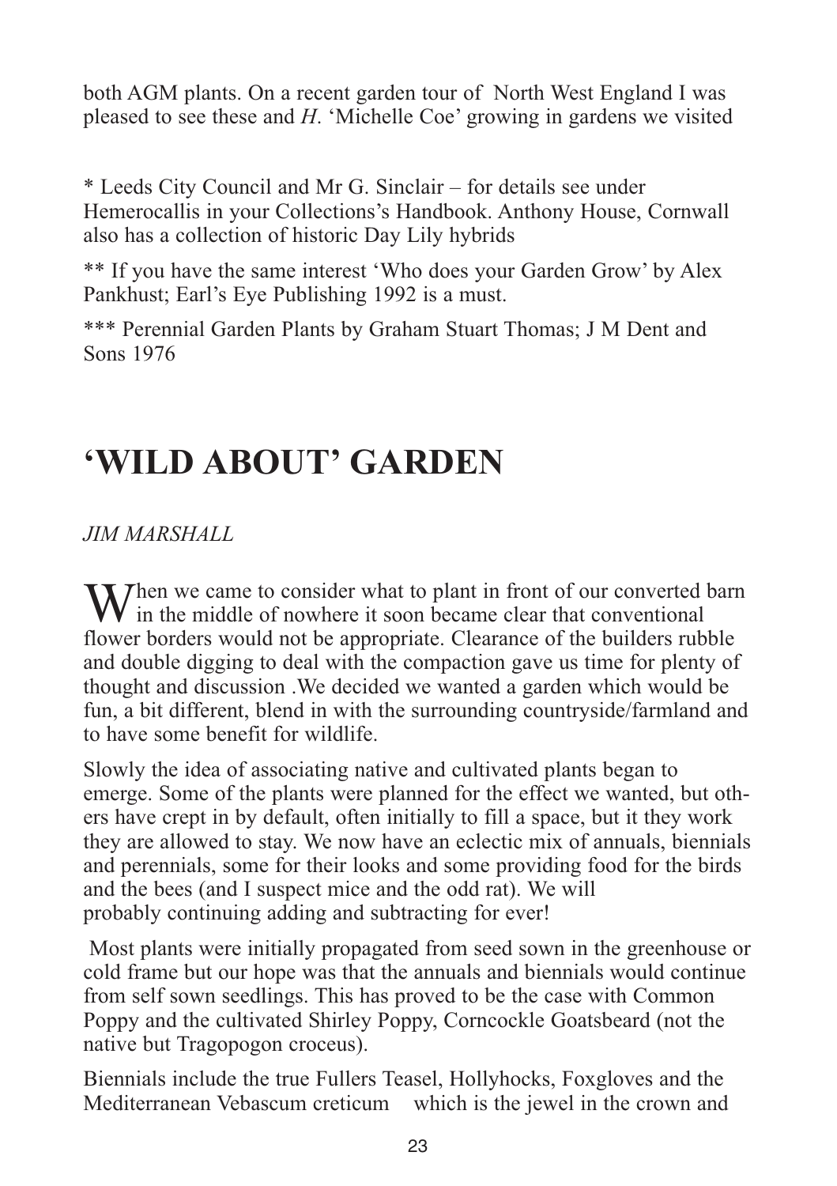both AGM plants. On a recent garden tour of North West England I was pleased to see these and *H*. 'Michelle Coe' growing in gardens we visited

* Leeds City Council and Mr G. Sinclair – for details see under Hemerocallis in your Collections's Handbook. Anthony House, Cornwall also has a collection of historic Day Lily hybrids

** If you have the same interest 'Who does your Garden Grow' by Alex Pankhust; Earl's Eye Publishing 1992 is a must.

*** Perennial Garden Plants by Graham Stuart Thomas; J M Dent and Sons 1976

# 'WILD ABOUT' GARDEN

*JIM MARSHALL*

When we came to consider what to plant in front of our converted barn in the middle of nowhere it soon became clear that conventional flower borders would not be appropriate. Clearance of the builders rubble and double digging to deal with the compaction gave us time for plenty of thought and discussion .We decided we wanted a garden which would be fun, a bit different, blend in with the surrounding countryside/farmland and to have some benefit for wildlife.

Slowly the idea of associating native and cultivated plants began to emerge. Some of the plants were planned for the effect we wanted, but others have crept in by default, often initially to fill a space, but it they work they are allowed to stay. We now have an eclectic mix of annuals, biennials and perennials, some for their looks and some providing food for the birds and the bees (and I suspect mice and the odd rat). We will probably continuing adding and subtracting for ever!

Most plants were initially propagated from seed sown in the greenhouse or cold frame but our hope was that the annuals and biennials would continue from self sown seedlings. This has proved to be the case with Common Poppy and the cultivated Shirley Poppy, Corncockle Goatsbeard (not the native but Tragopogon croceus).

Biennials include the true Fullers Teasel, Hollyhocks, Foxgloves and the Mediterranean Vebascum creticum which is the jewel in the crown and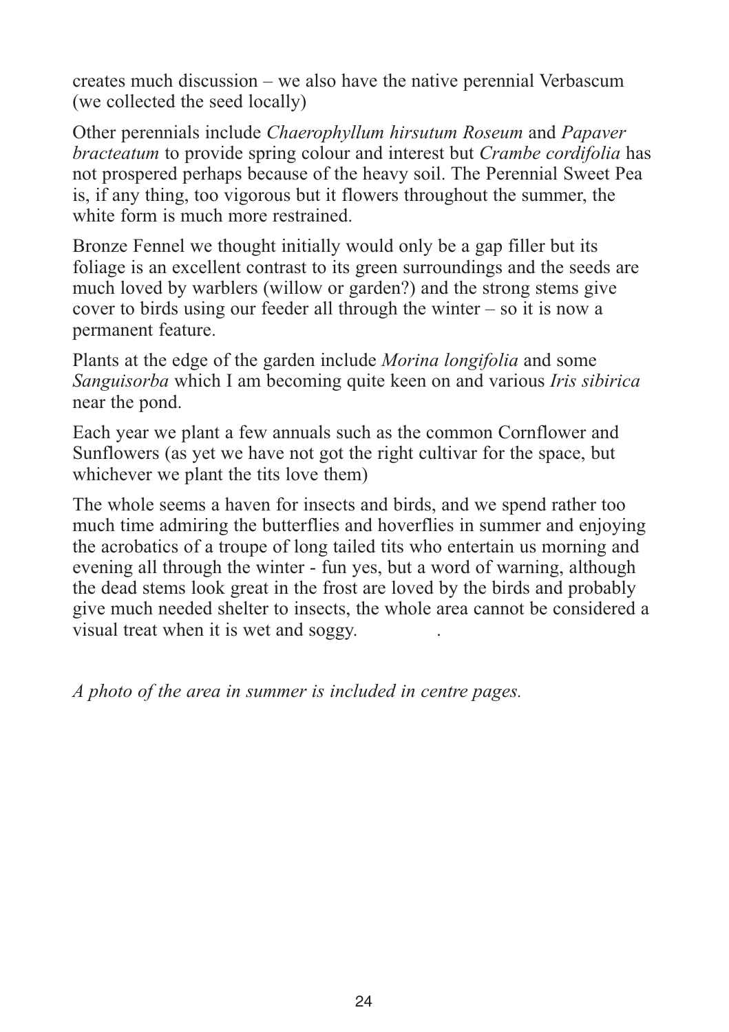creates much discussion – we also have the native perennial Verbascum (we collected the seed locally)

Other perennials include *Chaerophyllum hirsutum Roseum* and *Papaver bracteatum* to provide spring colour and interest but *Crambe cordifolia* has not prospered perhaps because of the heavy soil. The Perennial Sweet Pea is, if any thing, too vigorous but it flowers throughout the summer, the white form is much more restrained.

Bronze Fennel we thought initially would only be a gap filler but its foliage is an excellent contrast to its green surroundings and the seeds are much loved by warblers (willow or garden?) and the strong stems give cover to birds using our feeder all through the winter – so it is now a permanent feature.

Plants at the edge of the garden include *Morina longifolia* and some *Sanguisorba* which I am becoming quite keen on and various *Iris sibirica* near the pond.

Each year we plant a few annuals such as the common Cornflower and Sunflowers (as yet we have not got the right cultivar for the space, but whichever we plant the tits love them)

The whole seems a haven for insects and birds, and we spend rather too much time admiring the butterflies and hoverflies in summer and enjoying the acrobatics of a troupe of long tailed tits who entertain us morning and evening all through the winter - fun yes, but a word of warning, although the dead stems look great in the frost are loved by the birds and probably give much needed shelter to insects, the whole area cannot be considered a visual treat when it is wet and soggy.

*A photo of the area in summer is included in centre pages.*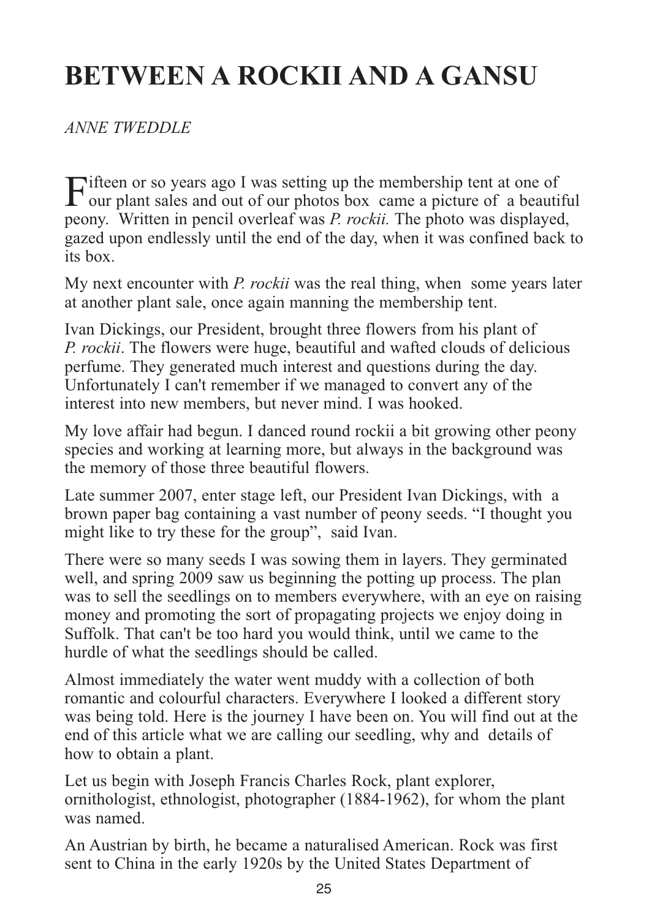# BETWEEN A ROCKII AND A GANSU

*ANNE TWEDDLE*

Fifteen or so years ago I was setting up the membership tent at one of our plant sales and out of our photos box came a picture of a beautiful peony. Written in pencil overleaf was *P. rockii.* The photo was displayed, gazed upon endlessly until the end of the day, when it was confined back to its box.

My next encounter with *P. rockii* was the real thing, when some years later at another plant sale, once again manning the membership tent.

Ivan Dickings, our President, brought three flowers from his plant of *P. rockii*. The flowers were huge, beautiful and wafted clouds of delicious perfume. They generated much interest and questions during the day. Unfortunately I can't remember if we managed to convert any of the interest into new members, but never mind. I was hooked.

My love affair had begun. I danced round rockii a bit growing other peony species and working at learning more, but always in the background was the memory of those three beautiful flowers.

Late summer 2007, enter stage left, our President Ivan Dickings, with a brown paper bag containing a vast number of peony seeds. "I thought you might like to try these for the group", said Ivan.

There were so many seeds I was sowing them in layers. They germinated well, and spring 2009 saw us beginning the potting up process. The plan was to sell the seedlings on to members everywhere, with an eye on raising money and promoting the sort of propagating projects we enjoy doing in Suffolk. That can't be too hard you would think, until we came to the hurdle of what the seedlings should be called.

Almost immediately the water went muddy with a collection of both romantic and colourful characters. Everywhere I looked a different story was being told. Here is the journey I have been on. You will find out at the end of this article what we are calling our seedling, why and details of how to obtain a plant.

Let us begin with Joseph Francis Charles Rock, plant explorer, ornithologist, ethnologist, photographer (1884-1962), for whom the plant was named.

An Austrian by birth, he became a naturalised American. Rock was first sent to China in the early 1920s by the United States Department of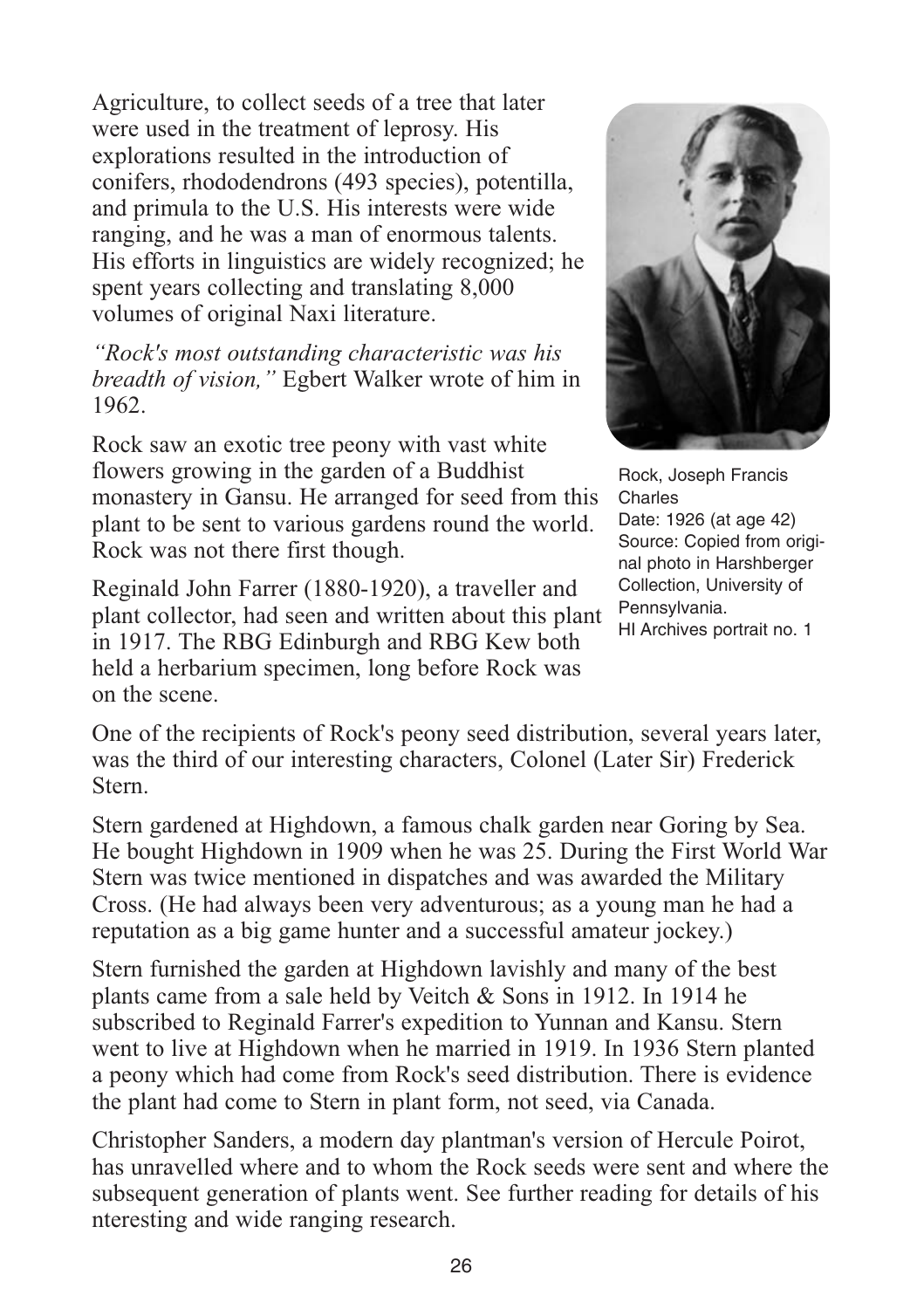Agriculture, to collect seeds of a tree that later were used in the treatment of leprosy. His explorations resulted in the introduction of conifers, rhododendrons (493 species), potentilla, and primula to the U.S. His interests were wide ranging, and he was a man of enormous talents. His efforts in linguistics are widely recognized; he spent years collecting and translating 8,000 volumes of original Naxi literature.

*"Rock's most outstanding characteristic was his breadth of vision,"* Egbert Walker wrote of him in 1962.

Rock saw an exotic tree peony with vast white flowers growing in the garden of a Buddhist monastery in Gansu. He arranged for seed from this plant to be sent to various gardens round the world. Rock was not there first though.

Reginald John Farrer (1880-1920), a traveller and plant collector, had seen and written about this plant in 1917. The RBG Edinburgh and RBG Kew both held a herbarium specimen, long before Rock was on the scene.

Rock, Joseph Francis Charles
Date: 1926 (at age 42)
Source: Copied from original photo in Harshberger Collection, University of Pennsylvania.
HI Archives portrait no. 1

One of the recipients of Rock's peony seed distribution, several years later, was the third of our interesting characters, Colonel (Later Sir) Frederick Stern.

Stern gardened at Highdown, a famous chalk garden near Goring by Sea. He bought Highdown in 1909 when he was 25. During the First World War Stern was twice mentioned in dispatches and was awarded the Military Cross. (He had always been very adventurous; as a young man he had a reputation as a big game hunter and a successful amateur jockey.)

Stern furnished the garden at Highdown lavishly and many of the best plants came from a sale held by Veitch & Sons in 1912. In 1914 he subscribed to Reginald Farrer's expedition to Yunnan and Kansu. Stern went to live at Highdown when he married in 1919. In 1936 Stern planted a peony which had come from Rock's seed distribution. There is evidence the plant had come to Stern in plant form, not seed, via Canada.

Christopher Sanders, a modern day plantman's version of Hercule Poirot, has unravelled where and to whom the Rock seeds were sent and where the subsequent generation of plants went. See further reading for details of his nteresting and wide ranging research.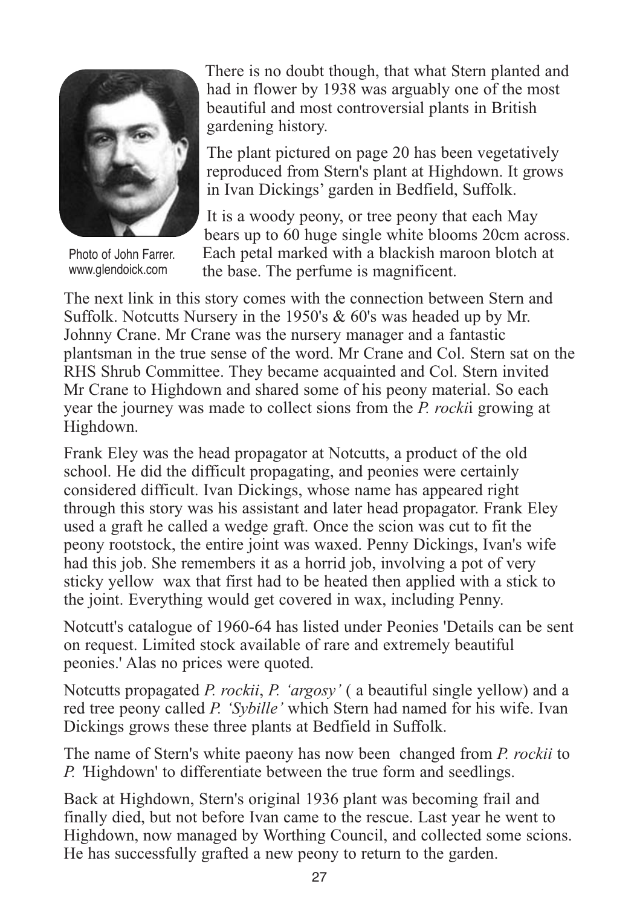Photo of John Farrer. www.glendoick.com

There is no doubt though, that what Stern planted and had in flower by 1938 was arguably one of the most beautiful and most controversial plants in British gardening history.

The plant pictured on page 20 has been vegetatively reproduced from Stern's plant at Highdown. It grows in Ivan Dickings' garden in Bedfield, Suffolk.

It is a woody peony, or tree peony that each May bears up to 60 huge single white blooms 20cm across. Each petal marked with a blackish maroon blotch at the base. The perfume is magnificent.

The next link in this story comes with the connection between Stern and Suffolk. Notcutts Nursery in the 1950's & 60's was headed up by Mr. Johnny Crane. Mr Crane was the nursery manager and a fantastic plantsman in the true sense of the word. Mr Crane and Col. Stern sat on the RHS Shrub Committee. They became acquainted and Col. Stern invited Mr Crane to Highdown and shared some of his peony material. So each year the journey was made to collect sions from the *P. rocki*i growing at Highdown.

Frank Eley was the head propagator at Notcutts, a product of the old school. He did the difficult propagating, and peonies were certainly considered difficult. Ivan Dickings, whose name has appeared right through this story was his assistant and later head propagator. Frank Eley used a graft he called a wedge graft. Once the scion was cut to fit the peony rootstock, the entire joint was waxed. Penny Dickings, Ivan's wife had this job. She remembers it as a horrid job, involving a pot of very sticky yellow wax that first had to be heated then applied with a stick to the joint. Everything would get covered in wax, including Penny.

Notcutt's catalogue of 1960-64 has listed under Peonies 'Details can be sent on request. Limited stock available of rare and extremely beautiful peonies.' Alas no prices were quoted.

Notcutts propagated *P. rockii*, *P. 'argosy'* ( a beautiful single yellow) and a red tree peony called *P. 'Sybille'* which Stern had named for his wife. Ivan Dickings grows these three plants at Bedfield in Suffolk.

The name of Stern's white paeony has now been changed from *P. rockii* to *P.* 'Highdown' to differentiate between the true form and seedlings.

Back at Highdown, Stern's original 1936 plant was becoming frail and finally died, but not before Ivan came to the rescue. Last year he went to Highdown, now managed by Worthing Council, and collected some scions. He has successfully grafted a new peony to return to the garden.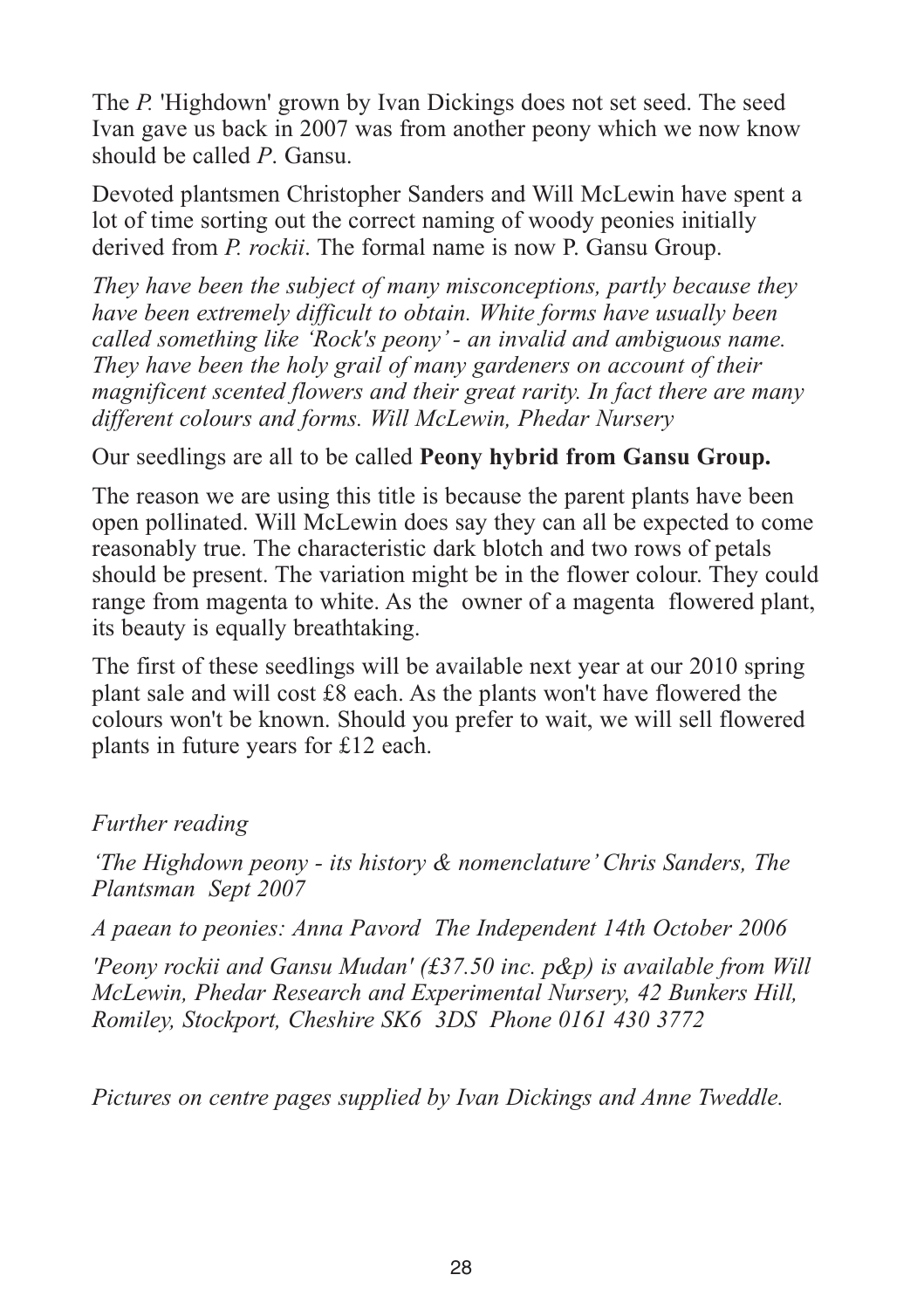The *P.* 'Highdown' grown by Ivan Dickings does not set seed. The seed Ivan gave us back in 2007 was from another peony which we now know should be called *P*. Gansu.

Devoted plantsmen Christopher Sanders and Will McLewin have spent a lot of time sorting out the correct naming of woody peonies initially derived from *P. rockii*. The formal name is now P. Gansu Group.

*They have been the subject of many misconceptions, partly because they have been extremely difficult to obtain. White forms have usually been called something like 'Rock's peony' - an invalid and ambiguous name. They have been the holy grail of many gardeners on account of their magnificent scented flowers and their great rarity. In fact there are many different colours and forms. Will McLewin, Phedar Nursery*

Our seedlings are all to be called **Peony hybrid from Gansu Group.**

The reason we are using this title is because the parent plants have been open pollinated. Will McLewin does say they can all be expected to come reasonably true. The characteristic dark blotch and two rows of petals should be present. The variation might be in the flower colour. They could range from magenta to white. As the owner of a magenta flowered plant, its beauty is equally breathtaking.

The first of these seedlings will be available next year at our 2010 spring plant sale and will cost £8 each. As the plants won't have flowered the colours won't be known. Should you prefer to wait, we will sell flowered plants in future years for £12 each.

*Further reading*

*'The Highdown peony - its history & nomenclature' Chris Sanders, The Plantsman Sept 2007*

*A paean to peonies: Anna Pavord The Independent 14th October 2006*

*'Peony rockii and Gansu Mudan' (£37.50 inc. p&p) is available from Will McLewin, Phedar Research and Experimental Nursery, 42 Bunkers Hill, Romiley, Stockport, Cheshire SK6 3DS Phone 0161 430 3772*

*Pictures on centre pages supplied by Ivan Dickings and Anne Tweddle.*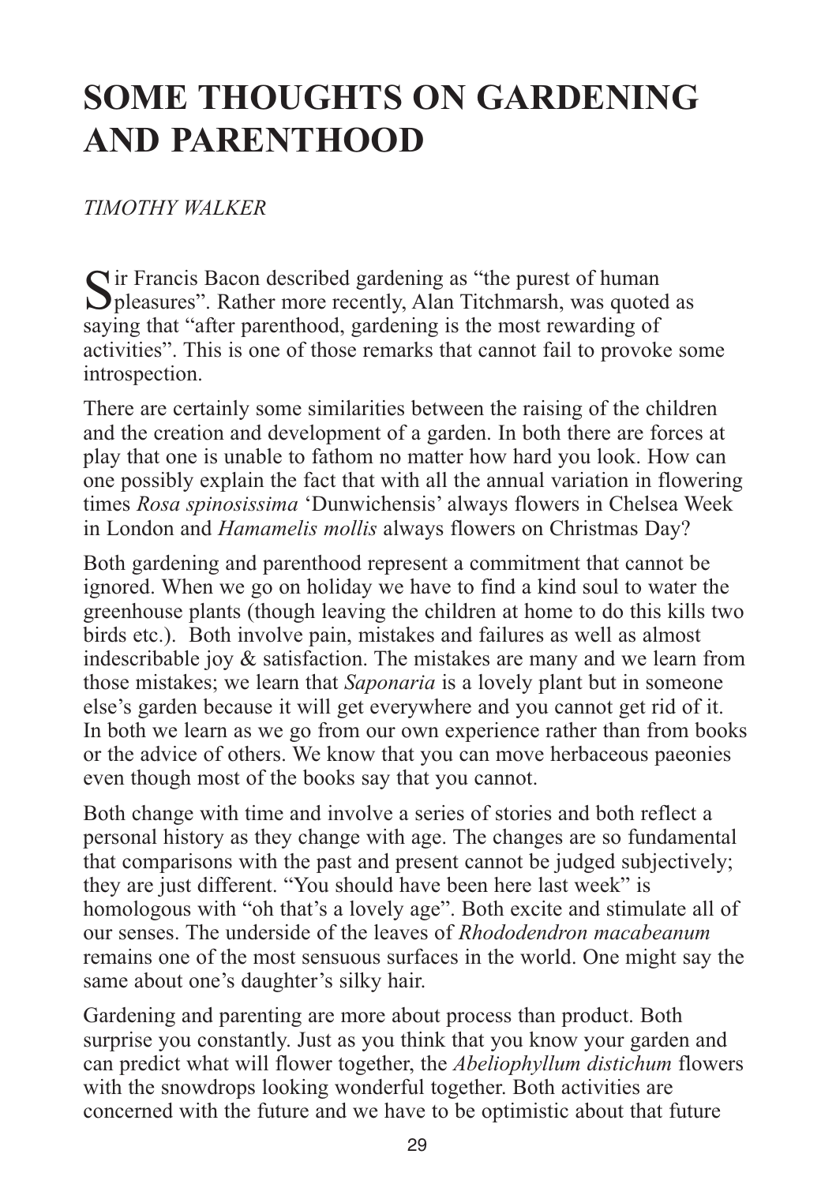# SOME THOUGHTS ON GARDENING AND PARENTHOOD

*TIMOTHY WALKER*

Sir Francis Bacon described gardening as "the purest of human pleasures". Rather more recently, Alan Titchmarsh, was quoted as saying that "after parenthood, gardening is the most rewarding of activities". This is one of those remarks that cannot fail to provoke some introspection.

There are certainly some similarities between the raising of the children and the creation and development of a garden. In both there are forces at play that one is unable to fathom no matter how hard you look. How can one possibly explain the fact that with all the annual variation in flowering times *Rosa spinosissima* 'Dunwichensis' always flowers in Chelsea Week in London and *Hamamelis mollis* always flowers on Christmas Day?

Both gardening and parenthood represent a commitment that cannot be ignored. When we go on holiday we have to find a kind soul to water the greenhouse plants (though leaving the children at home to do this kills two birds etc.). Both involve pain, mistakes and failures as well as almost indescribable joy & satisfaction. The mistakes are many and we learn from those mistakes; we learn that *Saponaria* is a lovely plant but in someone else's garden because it will get everywhere and you cannot get rid of it. In both we learn as we go from our own experience rather than from books or the advice of others. We know that you can move herbaceous paeonies even though most of the books say that you cannot.

Both change with time and involve a series of stories and both reflect a personal history as they change with age. The changes are so fundamental that comparisons with the past and present cannot be judged subjectively; they are just different. "You should have been here last week" is homologous with "oh that's a lovely age". Both excite and stimulate all of our senses. The underside of the leaves of *Rhododendron macabeanum* remains one of the most sensuous surfaces in the world. One might say the same about one's daughter's silky hair.

Gardening and parenting are more about process than product. Both surprise you constantly. Just as you think that you know your garden and can predict what will flower together, the *Abeliophyllum distichum* flowers with the snowdrops looking wonderful together. Both activities are concerned with the future and we have to be optimistic about that future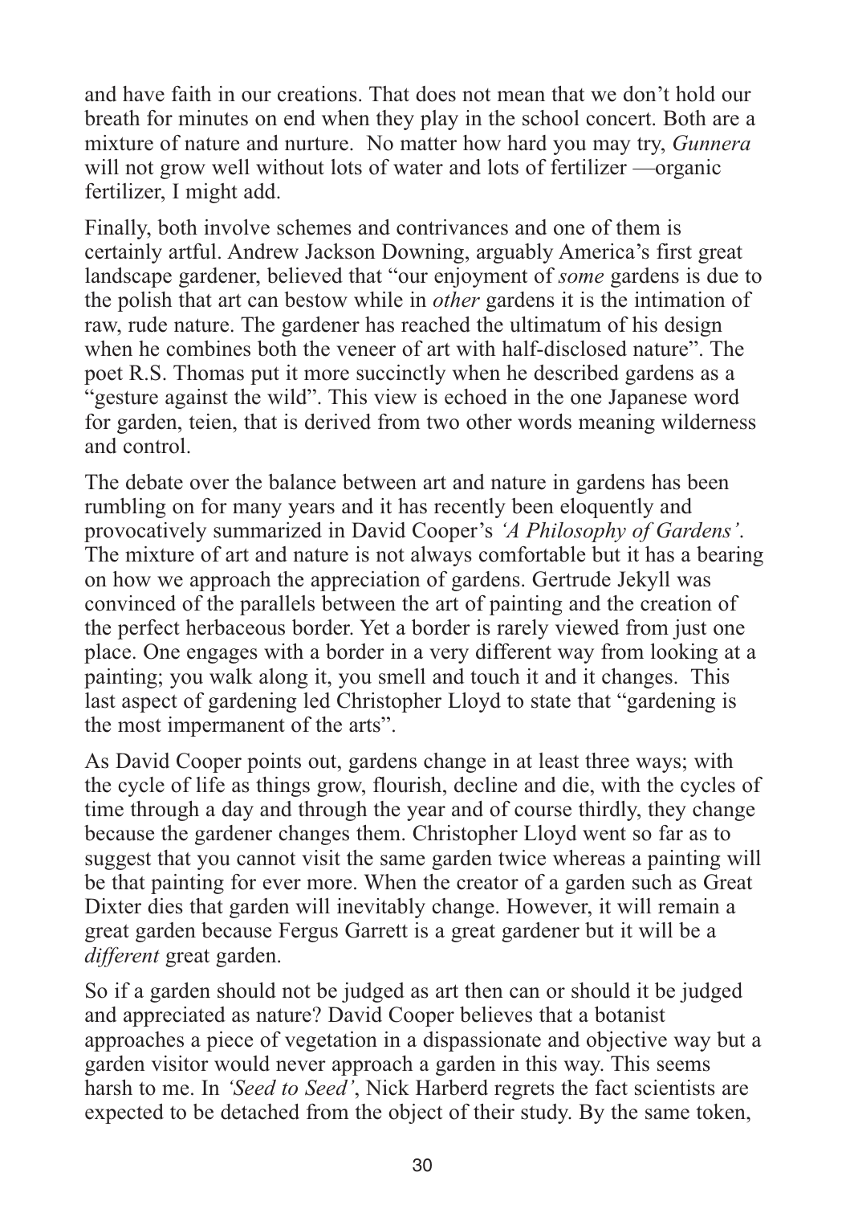and have faith in our creations. That does not mean that we don't hold our breath for minutes on end when they play in the school concert. Both are a mixture of nature and nurture. No matter how hard you may try, *Gunnera* will not grow well without lots of water and lots of fertilizer —organic fertilizer, I might add.

Finally, both involve schemes and contrivances and one of them is certainly artful. Andrew Jackson Downing, arguably America's first great landscape gardener, believed that "our enjoyment of *some* gardens is due to the polish that art can bestow while in *other* gardens it is the intimation of raw, rude nature. The gardener has reached the ultimatum of his design when he combines both the veneer of art with half-disclosed nature". The poet R.S. Thomas put it more succinctly when he described gardens as a "gesture against the wild". This view is echoed in the one Japanese word for garden, teien, that is derived from two other words meaning wilderness and control.

The debate over the balance between art and nature in gardens has been rumbling on for many years and it has recently been eloquently and provocatively summarized in David Cooper's *'A Philosophy of Gardens'*. The mixture of art and nature is not always comfortable but it has a bearing on how we approach the appreciation of gardens. Gertrude Jekyll was convinced of the parallels between the art of painting and the creation of the perfect herbaceous border. Yet a border is rarely viewed from just one place. One engages with a border in a very different way from looking at a painting; you walk along it, you smell and touch it and it changes. This last aspect of gardening led Christopher Lloyd to state that "gardening is the most impermanent of the arts".

As David Cooper points out, gardens change in at least three ways; with the cycle of life as things grow, flourish, decline and die, with the cycles of time through a day and through the year and of course thirdly, they change because the gardener changes them. Christopher Lloyd went so far as to suggest that you cannot visit the same garden twice whereas a painting will be that painting for ever more. When the creator of a garden such as Great Dixter dies that garden will inevitably change. However, it will remain a great garden because Fergus Garrett is a great gardener but it will be a *different* great garden.

So if a garden should not be judged as art then can or should it be judged and appreciated as nature? David Cooper believes that a botanist approaches a piece of vegetation in a dispassionate and objective way but a garden visitor would never approach a garden in this way. This seems harsh to me. In *'Seed to Seed'*, Nick Harberd regrets the fact scientists are expected to be detached from the object of their study. By the same token,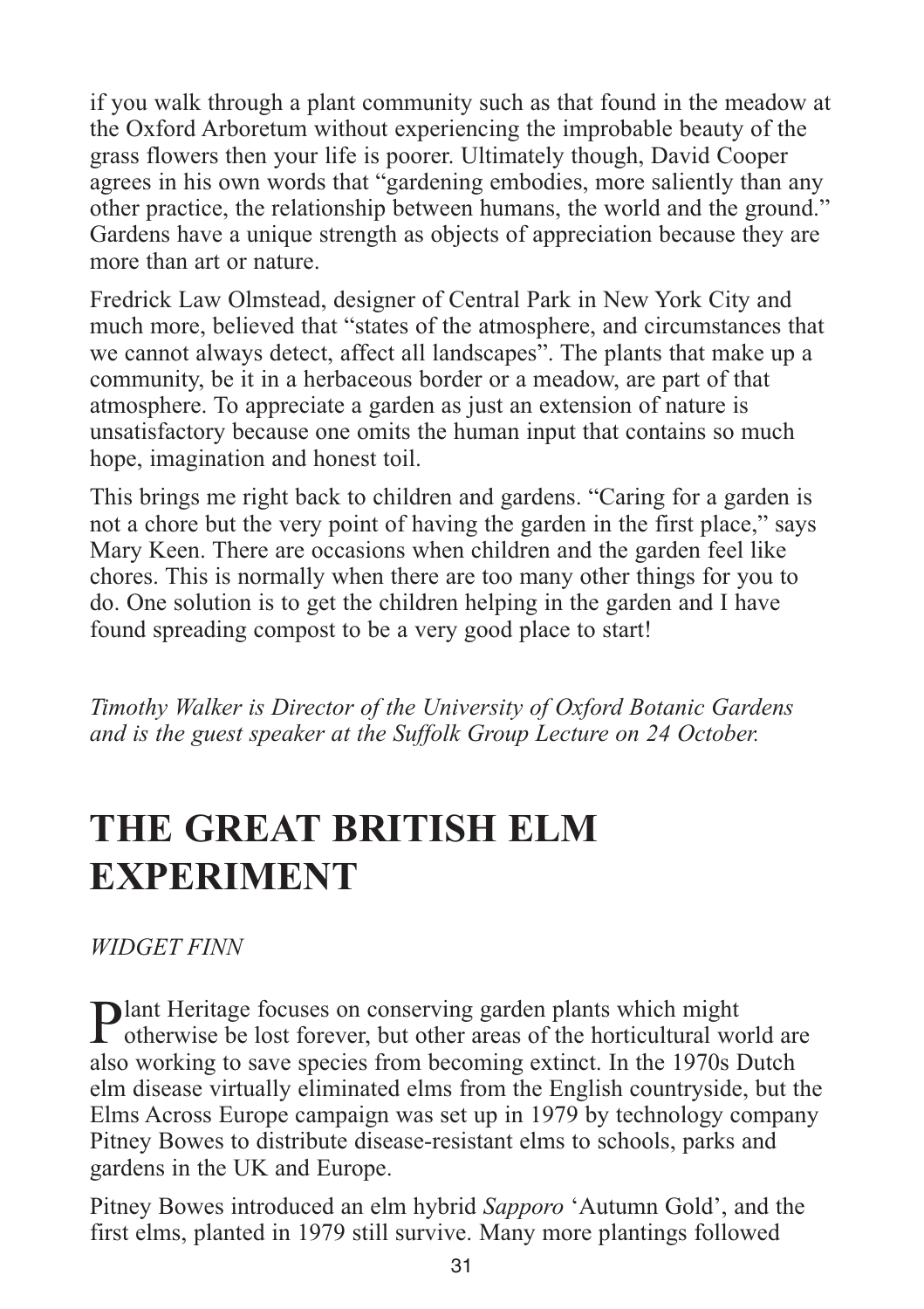if you walk through a plant community such as that found in the meadow at the Oxford Arboretum without experiencing the improbable beauty of the grass flowers then your life is poorer. Ultimately though, David Cooper agrees in his own words that "gardening embodies, more saliently than any other practice, the relationship between humans, the world and the ground." Gardens have a unique strength as objects of appreciation because they are more than art or nature.

Fredrick Law Olmstead, designer of Central Park in New York City and much more, believed that "states of the atmosphere, and circumstances that we cannot always detect, affect all landscapes". The plants that make up a community, be it in a herbaceous border or a meadow, are part of that atmosphere. To appreciate a garden as just an extension of nature is unsatisfactory because one omits the human input that contains so much hope, imagination and honest toil.

This brings me right back to children and gardens. "Caring for a garden is not a chore but the very point of having the garden in the first place," says Mary Keen. There are occasions when children and the garden feel like chores. This is normally when there are too many other things for you to do. One solution is to get the children helping in the garden and I have found spreading compost to be a very good place to start!

*Timothy Walker is Director of the University of Oxford Botanic Gardens and is the guest speaker at the Suffolk Group Lecture on 24 October.*

# THE GREAT BRITISH ELM EXPERIMENT

*WIDGET FINN*

Plant Heritage focuses on conserving garden plants which might otherwise be lost forever, but other areas of the horticultural world are also working to save species from becoming extinct. In the 1970s Dutch elm disease virtually eliminated elms from the English countryside, but the Elms Across Europe campaign was set up in 1979 by technology company Pitney Bowes to distribute disease-resistant elms to schools, parks and gardens in the UK and Europe.

Pitney Bowes introduced an elm hybrid *Sapporo* 'Autumn Gold', and the first elms, planted in 1979 still survive. Many more plantings followed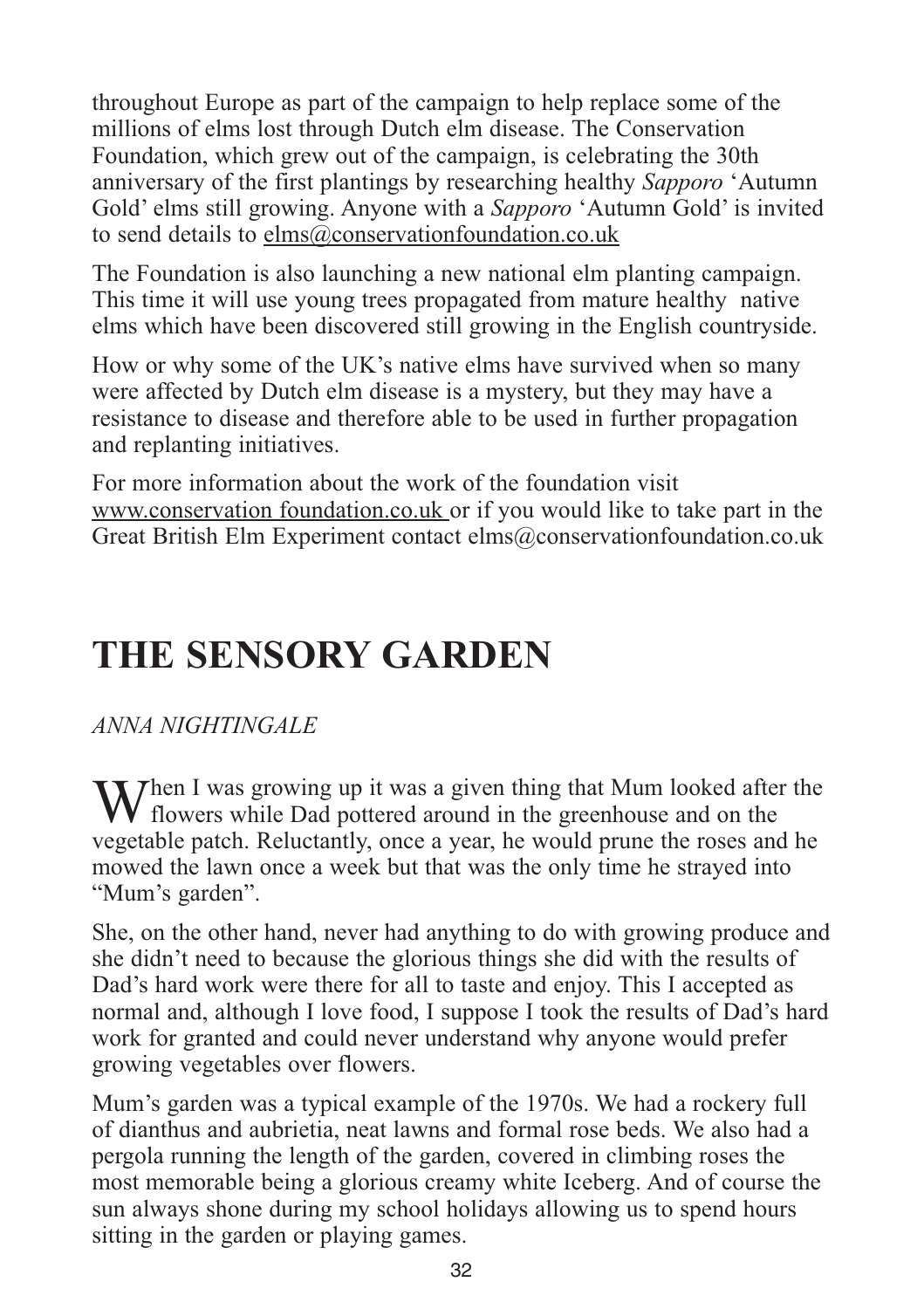throughout Europe as part of the campaign to help replace some of the millions of elms lost through Dutch elm disease. The Conservation Foundation, which grew out of the campaign, is celebrating the 30th anniversary of the first plantings by researching healthy *Sapporo* 'Autumn Gold' elms still growing. Anyone with a *Sapporo* 'Autumn Gold' is invited to send details to elms@conservationfoundation.co.uk

The Foundation is also launching a new national elm planting campaign. This time it will use young trees propagated from mature healthy native elms which have been discovered still growing in the English countryside.

How or why some of the UK's native elms have survived when so many were affected by Dutch elm disease is a mystery, but they may have a resistance to disease and therefore able to be used in further propagation and replanting initiatives.

For more information about the work of the foundation visit www.conservation foundation.co.uk or if you would like to take part in the Great British Elm Experiment contact elms@conservationfoundation.co.uk

# THE SENSORY GARDEN

*ANNA NIGHTINGALE*

When I was growing up it was a given thing that Mum looked after the flowers while Dad pottered around in the greenhouse and on the vegetable patch. Reluctantly, once a year, he would prune the roses and he mowed the lawn once a week but that was the only time he strayed into "Mum's garden".

She, on the other hand, never had anything to do with growing produce and she didn't need to because the glorious things she did with the results of Dad's hard work were there for all to taste and enjoy. This I accepted as normal and, although I love food, I suppose I took the results of Dad's hard work for granted and could never understand why anyone would prefer growing vegetables over flowers.

Mum's garden was a typical example of the 1970s. We had a rockery full of dianthus and aubrietia, neat lawns and formal rose beds. We also had a pergola running the length of the garden, covered in climbing roses the most memorable being a glorious creamy white Iceberg. And of course the sun always shone during my school holidays allowing us to spend hours sitting in the garden or playing games.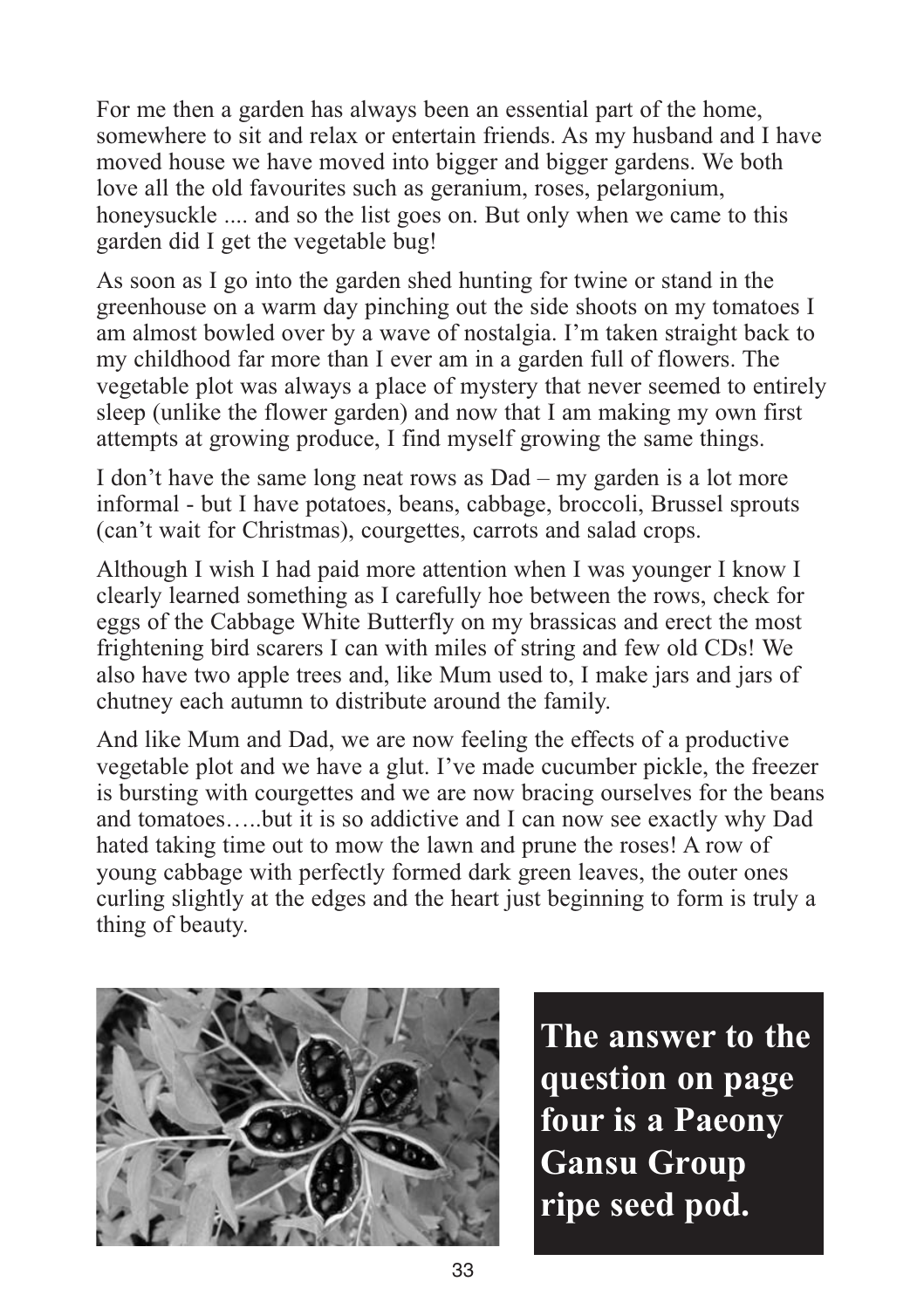For me then a garden has always been an essential part of the home, somewhere to sit and relax or entertain friends. As my husband and I have moved house we have moved into bigger and bigger gardens. We both love all the old favourites such as geranium, roses, pelargonium, honeysuckle .... and so the list goes on. But only when we came to this garden did I get the vegetable bug!

As soon as I go into the garden shed hunting for twine or stand in the greenhouse on a warm day pinching out the side shoots on my tomatoes I am almost bowled over by a wave of nostalgia. I'm taken straight back to my childhood far more than I ever am in a garden full of flowers. The vegetable plot was always a place of mystery that never seemed to entirely sleep (unlike the flower garden) and now that I am making my own first attempts at growing produce, I find myself growing the same things.

I don't have the same long neat rows as Dad – my garden is a lot more informal - but I have potatoes, beans, cabbage, broccoli, Brussel sprouts (can't wait for Christmas), courgettes, carrots and salad crops.

Although I wish I had paid more attention when I was younger I know I clearly learned something as I carefully hoe between the rows, check for eggs of the Cabbage White Butterfly on my brassicas and erect the most frightening bird scarers I can with miles of string and few old CDs! We also have two apple trees and, like Mum used to, I make jars and jars of chutney each autumn to distribute around the family.

And like Mum and Dad, we are now feeling the effects of a productive vegetable plot and we have a glut. I've made cucumber pickle, the freezer is bursting with courgettes and we are now bracing ourselves for the beans and tomatoes…..but it is so addictive and I can now see exactly why Dad hated taking time out to mow the lawn and prune the roses! A row of young cabbage with perfectly formed dark green leaves, the outer ones curling slightly at the edges and the heart just beginning to form is truly a thing of beauty.

**The answer to the question on page four is a Paeony Gansu Group ripe seed pod.**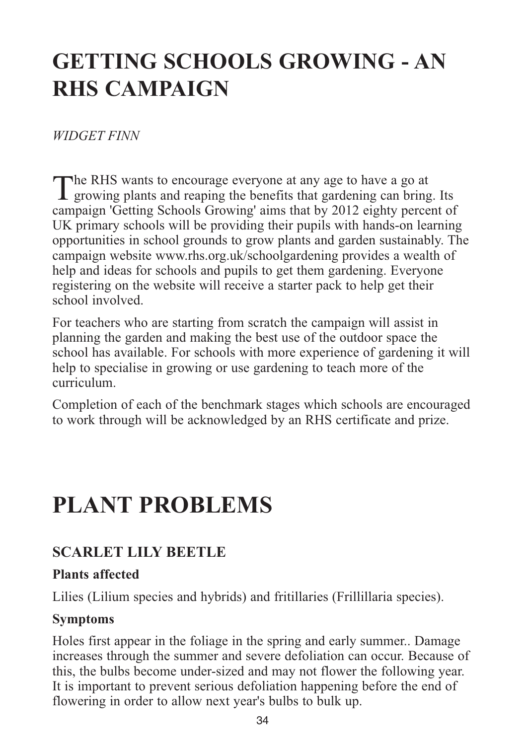# GETTING SCHOOLS GROWING - AN RHS CAMPAIGN

*WIDGET FINN*

The RHS wants to encourage everyone at any age to have a go at growing plants and reaping the benefits that gardening can bring. Its campaign 'Getting Schools Growing' aims that by 2012 eighty percent of UK primary schools will be providing their pupils with hands-on learning opportunities in school grounds to grow plants and garden sustainably. The campaign website www.rhs.org.uk/schoolgardening provides a wealth of help and ideas for schools and pupils to get them gardening. Everyone registering on the website will receive a starter pack to help get their school involved.

For teachers who are starting from scratch the campaign will assist in planning the garden and making the best use of the outdoor space the school has available. For schools with more experience of gardening it will help to specialise in growing or use gardening to teach more of the curriculum.

Completion of each of the benchmark stages which schools are encouraged to work through will be acknowledged by an RHS certificate and prize.

# PLANT PROBLEMS

## SCARLET LILY BEETLE

### Plants affected

Lilies (Lilium species and hybrids) and fritillaries (Frillillaria species).

### Symptoms

Holes first appear in the foliage in the spring and early summer.. Damage increases through the summer and severe defoliation can occur. Because of this, the bulbs become under-sized and may not flower the following year. It is important to prevent serious defoliation happening before the end of flowering in order to allow next year's bulbs to bulk up.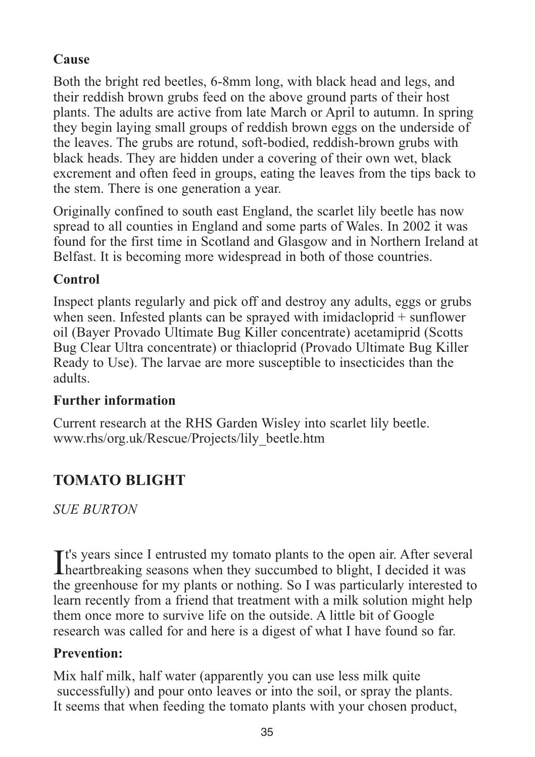### Cause

Both the bright red beetles, 6-8mm long, with black head and legs, and their reddish brown grubs feed on the above ground parts of their host plants. The adults are active from late March or April to autumn. In spring they begin laying small groups of reddish brown eggs on the underside of the leaves. The grubs are rotund, soft-bodied, reddish-brown grubs with black heads. They are hidden under a covering of their own wet, black excrement and often feed in groups, eating the leaves from the tips back to the stem. There is one generation a year.

Originally confined to south east England, the scarlet lily beetle has now spread to all counties in England and some parts of Wales. In 2002 it was found for the first time in Scotland and Glasgow and in Northern Ireland at Belfast. It is becoming more widespread in both of those countries.

### Control

Inspect plants regularly and pick off and destroy any adults, eggs or grubs when seen. Infested plants can be sprayed with imidacloprid + sunflower oil (Bayer Provado Ultimate Bug Killer concentrate) acetamiprid (Scotts Bug Clear Ultra concentrate) or thiacloprid (Provado Ultimate Bug Killer Ready to Use). The larvae are more susceptible to insecticides than the adults.

### Further information

Current research at the RHS Garden Wisley into scarlet lily beetle. www.rhs/org.uk/Rescue/Projects/lily_beetle.htm

## TOMATO BLIGHT

*SUE BURTON*

It's years since I entrusted my tomato plants to the open air. After several heartbreaking seasons when they succumbed to blight, I decided it was the greenhouse for my plants or nothing. So I was particularly interested to learn recently from a friend that treatment with a milk solution might help them once more to survive life on the outside. A little bit of Google research was called for and here is a digest of what I have found so far.

### Prevention:

Mix half milk, half water (apparently you can use less milk quite successfully) and pour onto leaves or into the soil, or spray the plants. It seems that when feeding the tomato plants with your chosen product,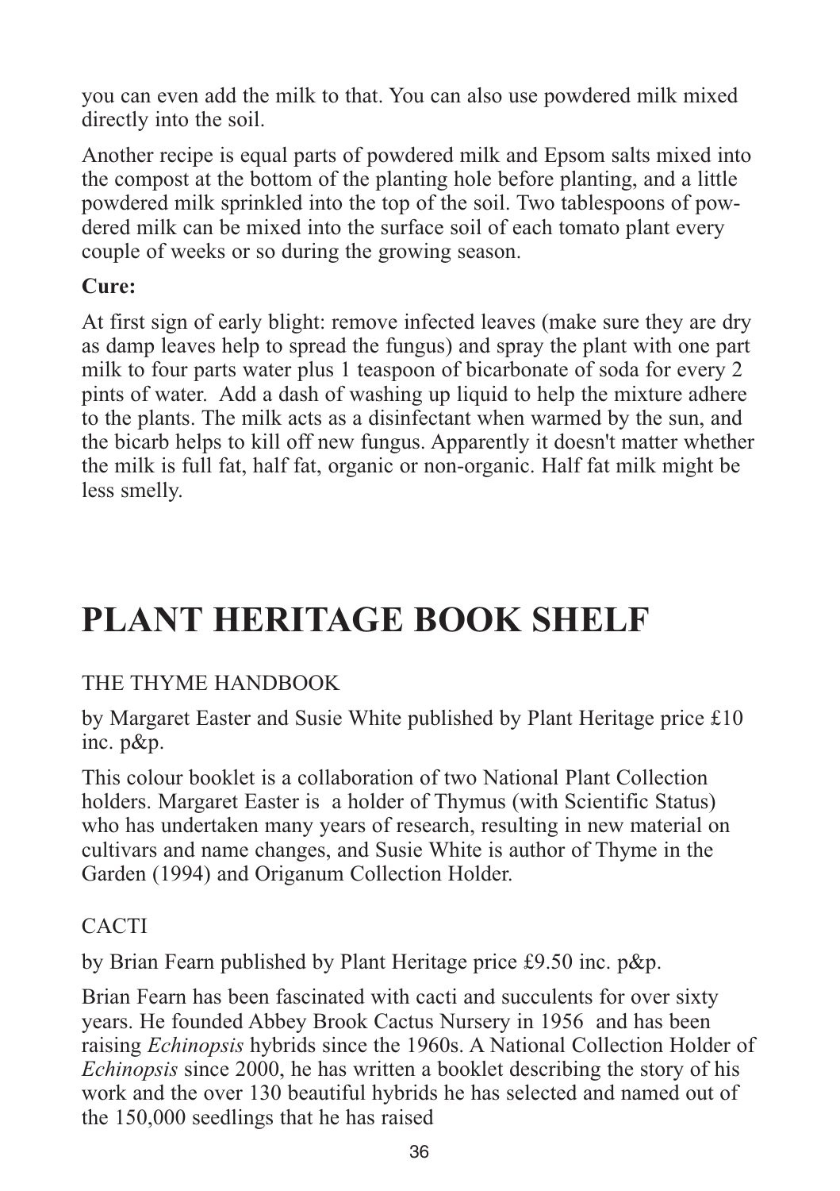you can even add the milk to that. You can also use powdered milk mixed directly into the soil.

Another recipe is equal parts of powdered milk and Epsom salts mixed into the compost at the bottom of the planting hole before planting, and a little powdered milk sprinkled into the top of the soil. Two tablespoons of powdered milk can be mixed into the surface soil of each tomato plant every couple of weeks or so during the growing season.

**Cure:**

At first sign of early blight: remove infected leaves (make sure they are dry as damp leaves help to spread the fungus) and spray the plant with one part milk to four parts water plus 1 teaspoon of bicarbonate of soda for every 2 pints of water. Add a dash of washing up liquid to help the mixture adhere to the plants. The milk acts as a disinfectant when warmed by the sun, and the bicarb helps to kill off new fungus. Apparently it doesn't matter whether the milk is full fat, half fat, organic or non-organic. Half fat milk might be less smelly.

# PLANT HERITAGE BOOK SHELF

THE THYME HANDBOOK

by Margaret Easter and Susie White published by Plant Heritage price £10 inc. p&p.

This colour booklet is a collaboration of two National Plant Collection holders. Margaret Easter is a holder of Thymus (with Scientific Status) who has undertaken many years of research, resulting in new material on cultivars and name changes, and Susie White is author of Thyme in the Garden (1994) and Origanum Collection Holder.

CACTI

by Brian Fearn published by Plant Heritage price £9.50 inc. p&p.

Brian Fearn has been fascinated with cacti and succulents for over sixty years. He founded Abbey Brook Cactus Nursery in 1956 and has been raising *Echinopsis* hybrids since the 1960s. A National Collection Holder of *Echinopsis* since 2000, he has written a booklet describing the story of his work and the over 130 beautiful hybrids he has selected and named out of the 150,000 seedlings that he has raised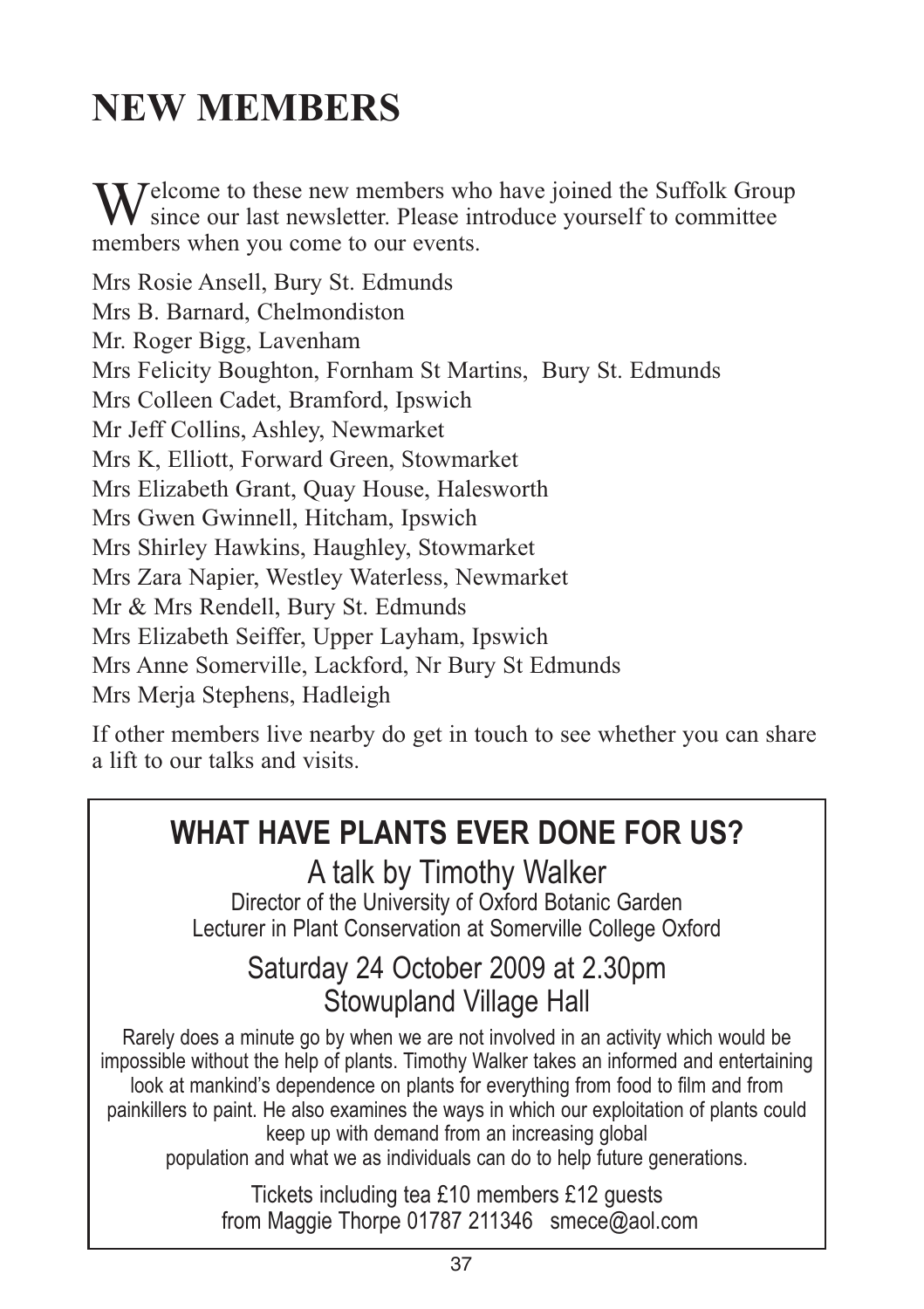# NEW MEMBERS

Welcome to these new members who have joined the Suffolk Group since our last newsletter. Please introduce yourself to committee members when you come to our events.

Mrs Rosie Ansell, Bury St. Edmunds  
Mrs B. Barnard, Chelmondiston  
Mr. Roger Bigg, Lavenham  
Mrs Felicity Boughton, Fornham St Martins, Bury St. Edmunds  
Mrs Colleen Cadet, Bramford, Ipswich  
Mr Jeff Collins, Ashley, Newmarket  
Mrs K, Elliott, Forward Green, Stowmarket  
Mrs Elizabeth Grant, Quay House, Halesworth  
Mrs Gwen Gwinnell, Hitcham, Ipswich  
Mrs Shirley Hawkins, Haughley, Stowmarket  
Mrs Zara Napier, Westley Waterless, Newmarket  
Mr & Mrs Rendell, Bury St. Edmunds  
Mrs Elizabeth Seiffer, Upper Layham, Ipswich  
Mrs Anne Somerville, Lackford, Nr Bury St Edmunds  
Mrs Merja Stephens, Hadleigh

If other members live nearby do get in touch to see whether you can share a lift to our talks and visits.

## WHAT HAVE PLANTS EVER DONE FOR US?

A talk by Timothy Walker

Director of the University of Oxford Botanic Garden  
Lecturer in Plant Conservation at Somerville College Oxford

Saturday 24 October 2009 at 2.30pm  
Stowupland Village Hall

Rarely does a minute go by when we are not involved in an activity which would be impossible without the help of plants. Timothy Walker takes an informed and entertaining look at mankind's dependence on plants for everything from food to film and from painkillers to paint. He also examines the ways in which our exploitation of plants could keep up with demand from an increasing global population and what we as individuals can do to help future generations.

Tickets including tea £10 members £12 guests  
from Maggie Thorpe 01787 211346 smece@aol.com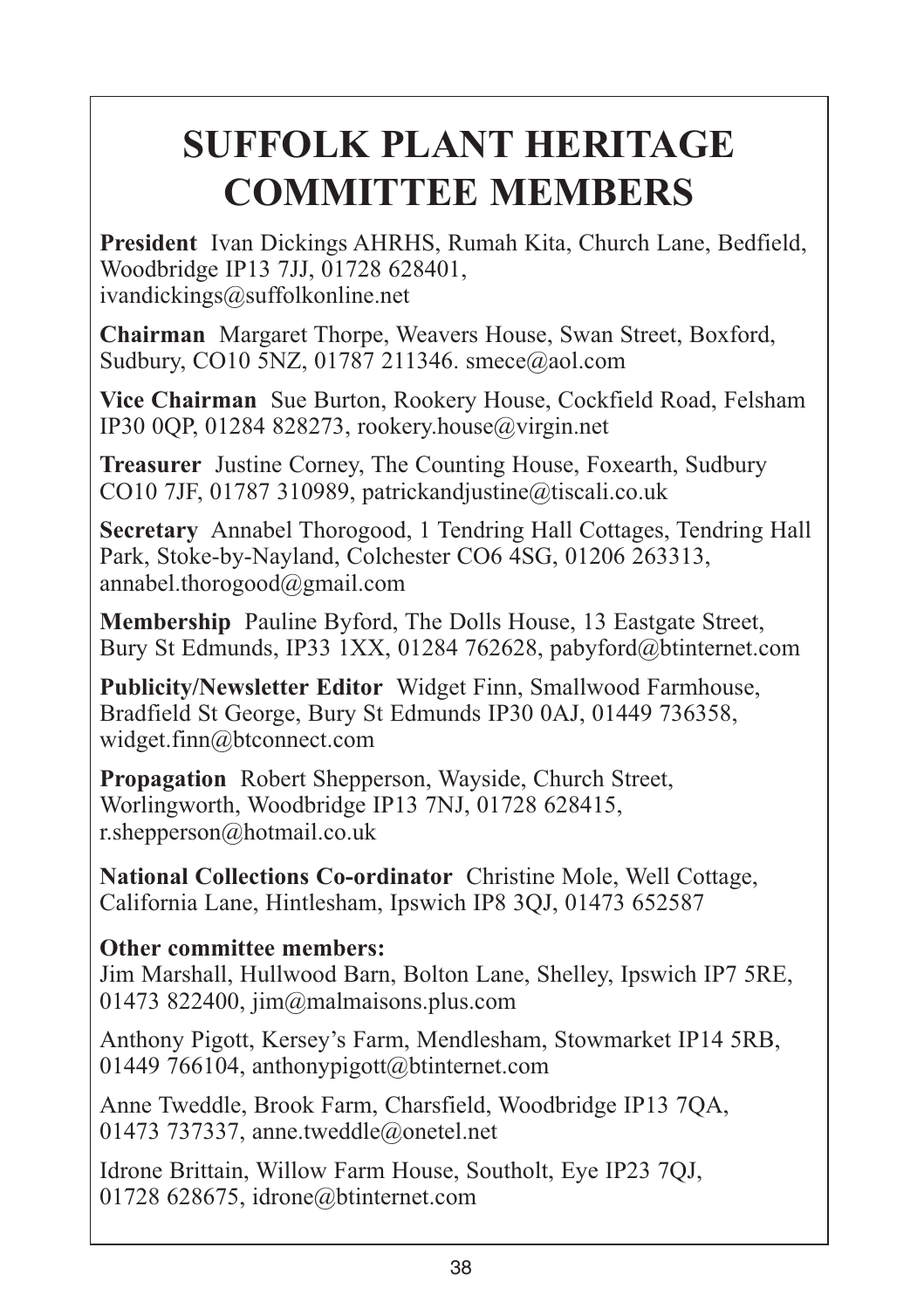# SUFFOLK PLANT HERITAGE COMMITTEE MEMBERS

**President** Ivan Dickings AHRHS, Rumah Kita, Church Lane, Bedfield, Woodbridge IP13 7JJ, 01728 628401, ivandickings@suffolkonline.net

**Chairman** Margaret Thorpe, Weavers House, Swan Street, Boxford, Sudbury, CO10 5NZ, 01787 211346. smece@aol.com

**Vice Chairman** Sue Burton, Rookery House, Cockfield Road, Felsham IP30 0QP, 01284 828273, rookery.house@virgin.net

**Treasurer** Justine Corney, The Counting House, Foxearth, Sudbury CO10 7JF, 01787 310989, patrickandjustine@tiscali.co.uk

**Secretary** Annabel Thorogood, 1 Tendring Hall Cottages, Tendring Hall Park, Stoke-by-Nayland, Colchester CO6 4SG, 01206 263313, annabel.thorogood@gmail.com

**Membership** Pauline Byford, The Dolls House, 13 Eastgate Street, Bury St Edmunds, IP33 1XX, 01284 762628, pabyford@btinternet.com

**Publicity/Newsletter Editor** Widget Finn, Smallwood Farmhouse, Bradfield St George, Bury St Edmunds IP30 0AJ, 01449 736358, widget.finn@btconnect.com

**Propagation** Robert Shepperson, Wayside, Church Street, Worlingworth, Woodbridge IP13 7NJ, 01728 628415, r.shepperson@hotmail.co.uk

**National Collections Co-ordinator** Christine Mole, Well Cottage, California Lane, Hintlesham, Ipswich IP8 3QJ, 01473 652587

**Other committee members:**

Jim Marshall, Hullwood Barn, Bolton Lane, Shelley, Ipswich IP7 5RE, 01473 822400, jim@malmaisons.plus.com

Anthony Pigott, Kersey's Farm, Mendlesham, Stowmarket IP14 5RB, 01449 766104, anthonypigott@btinternet.com

Anne Tweddle, Brook Farm, Charsfield, Woodbridge IP13 7QA, 01473 737337, anne.tweddle@onetel.net

Idrone Brittain, Willow Farm House, Southolt, Eye IP23 7QJ, 01728 628675, idrone@btinternet.com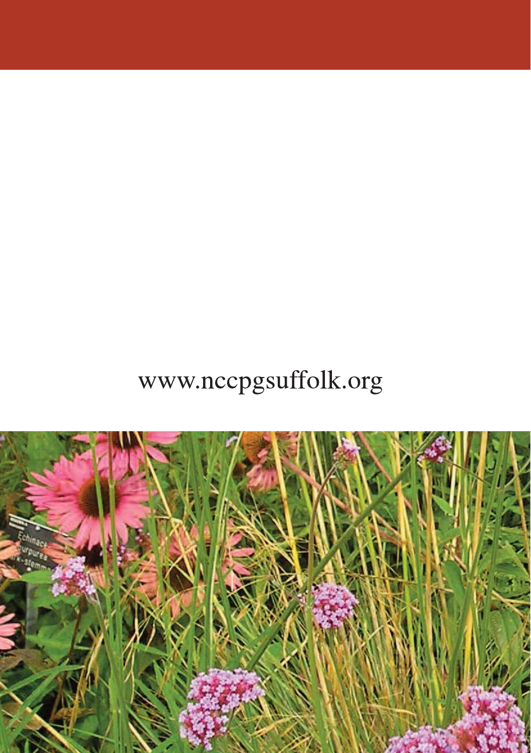www.nccpgsuffolk.org